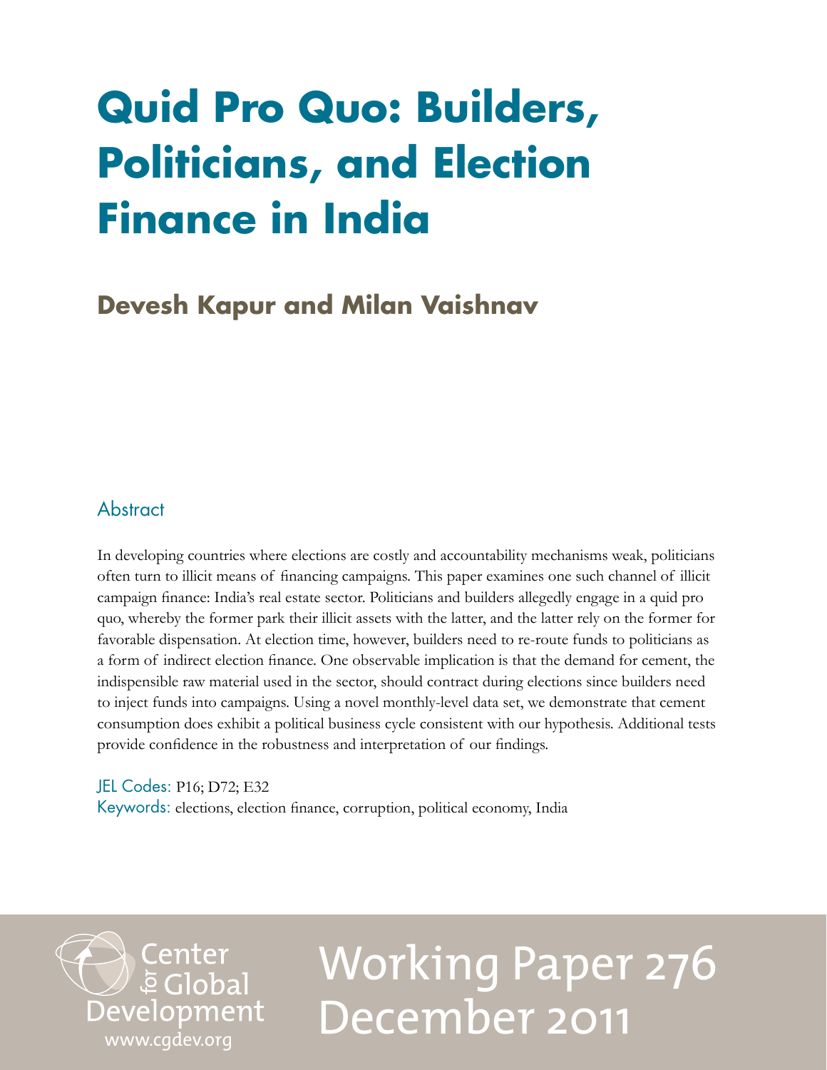# Quid Pro Quo: Builders, Politicians, and Election Finance in India

## Devesh Kapur and Milan Vaishnav

### Abstract

In developing countries where elections are costly and accountability mechanisms weak, politicians often turn to illicit means of financing campaigns. This paper examines one such channel of illicit campaign finance: India's real estate sector. Politicians and builders allegedly engage in a quid pro quo, whereby the former park their illicit assets with the latter, and the latter rely on the former for favorable dispensation. At election time, however, builders need to re-route funds to politicians as a form of indirect election finance. One observable implication is that the demand for cement, the indispensible raw material used in the sector, should contract during elections since builders need to inject funds into campaigns. Using a novel monthly-level data set, we demonstrate that cement consumption does exhibit a political business cycle consistent with our hypothesis. Additional tests provide confidence in the robustness and interpretation of our findings.

JEL Codes: P16; D72; E32

Keywords: elections, election finance, corruption, political economy, India

Center for Global Development
www.cgdev.org

Working Paper 276
December 2011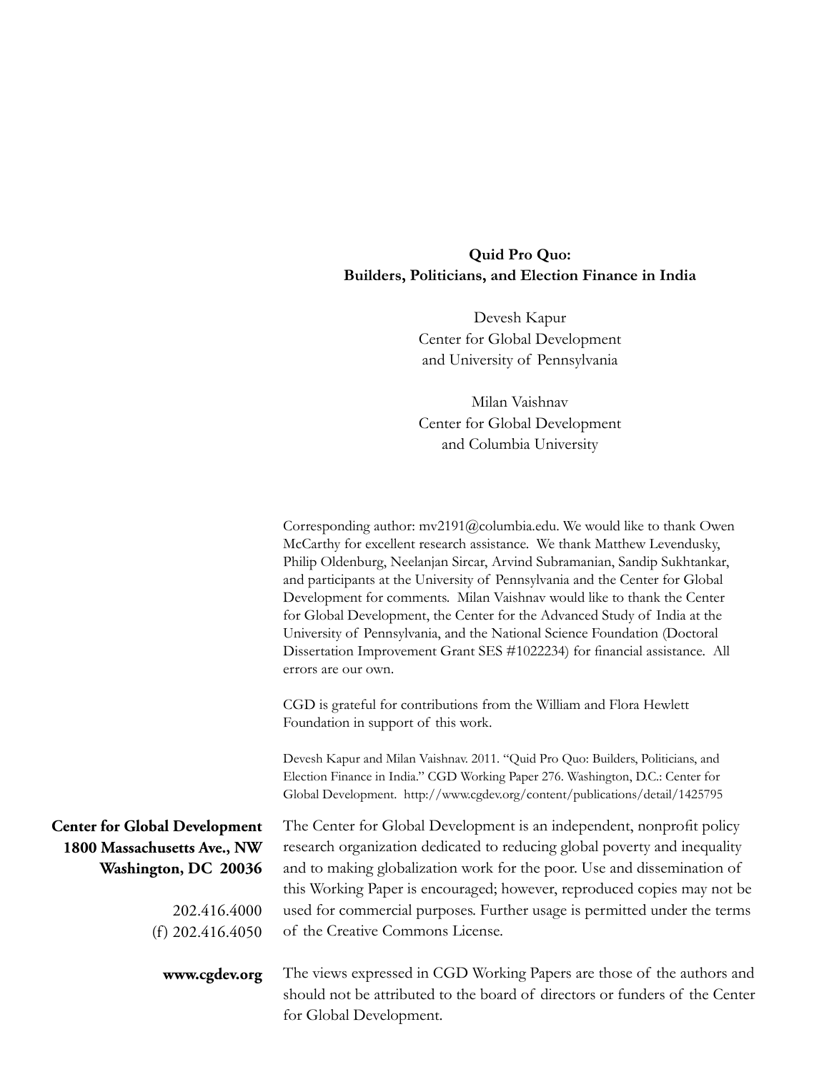**Quid Pro Quo:**
**Builders, Politicians, and Election Finance in India**

Devesh Kapur
Center for Global Development
and University of Pennsylvania

Milan Vaishnav
Center for Global Development
and Columbia University

Corresponding author: mv2191@columbia.edu. We would like to thank Owen McCarthy for excellent research assistance. We thank Matthew Levendusky, Philip Oldenburg, Neelanjan Sircar, Arvind Subramanian, Sandip Sukhtankar, and participants at the University of Pennsylvania and the Center for Global Development for comments. Milan Vaishnav would like to thank the Center for Global Development, the Center for the Advanced Study of India at the University of Pennsylvania, and the National Science Foundation (Doctoral Dissertation Improvement Grant SES #1022234) for financial assistance. All errors are our own.

CGD is grateful for contributions from the William and Flora Hewlett Foundation in support of this work.

Devesh Kapur and Milan Vaishnav. 2011. "Quid Pro Quo: Builders, Politicians, and Election Finance in India." CGD Working Paper 276. Washington, D.C.: Center for Global Development. http://www.cgdev.org/content/publications/detail/1425795

**Center for Global Development**
**1800 Massachusetts Ave., NW**
**Washington, DC 20036**

202.416.4000
(f) 202.416.4050

**www.cgdev.org**

The Center for Global Development is an independent, nonprofit policy research organization dedicated to reducing global poverty and inequality and to making globalization work for the poor. Use and dissemination of this Working Paper is encouraged; however, reproduced copies may not be used for commercial purposes. Further usage is permitted under the terms of the Creative Commons License.

The views expressed in CGD Working Papers are those of the authors and should not be attributed to the board of directors or funders of the Center for Global Development.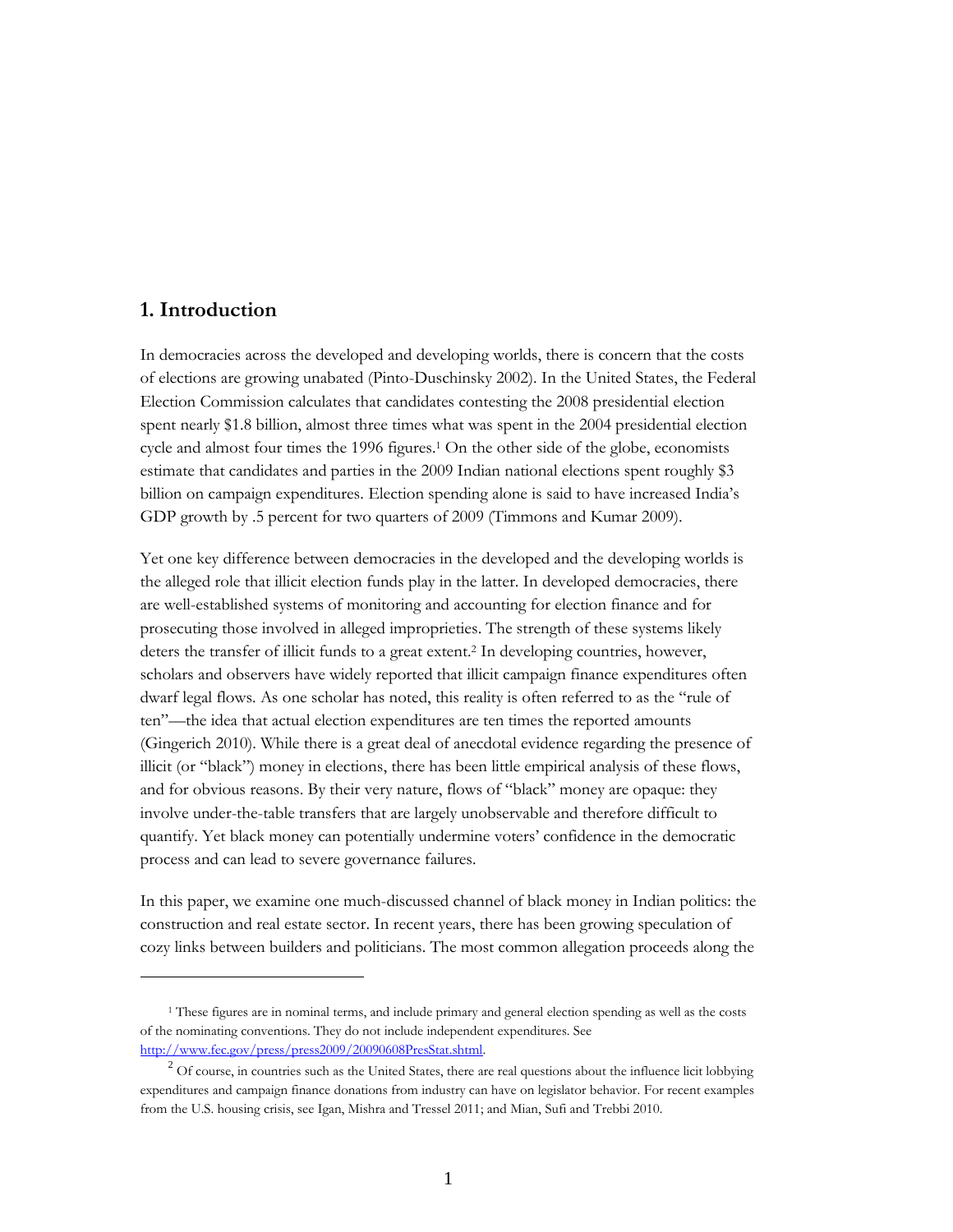## 1. Introduction

In democracies across the developed and developing worlds, there is concern that the costs of elections are growing unabated (Pinto-Duschinsky 2002). In the United States, the Federal Election Commission calculates that candidates contesting the 2008 presidential election spent nearly $1.8 billion, almost three times what was spent in the 2004 presidential election cycle and almost four times the 1996 figures.[1] On the other side of the globe, economists estimate that candidates and parties in the 2009 Indian national elections spent roughly $3 billion on campaign expenditures. Election spending alone is said to have increased India's GDP growth by .5 percent for two quarters of 2009 (Timmons and Kumar 2009).

Yet one key difference between democracies in the developed and the developing worlds is the alleged role that illicit election funds play in the latter. In developed democracies, there are well-established systems of monitoring and accounting for election finance and for prosecuting those involved in alleged improprieties. The strength of these systems likely deters the transfer of illicit funds to a great extent.[2] In developing countries, however, scholars and observers have widely reported that illicit campaign finance expenditures often dwarf legal flows. As one scholar has noted, this reality is often referred to as the "rule of ten"—the idea that actual election expenditures are ten times the reported amounts (Gingerich 2010). While there is a great deal of anecdotal evidence regarding the presence of illicit (or "black") money in elections, there has been little empirical analysis of these flows, and for obvious reasons. By their very nature, flows of "black" money are opaque: they involve under-the-table transfers that are largely unobservable and therefore difficult to quantify. Yet black money can potentially undermine voters' confidence in the democratic process and can lead to severe governance failures.

In this paper, we examine one much-discussed channel of black money in Indian politics: the construction and real estate sector. In recent years, there has been growing speculation of cozy links between builders and politicians. The most common allegation proceeds along the

---

[1] These figures are in nominal terms, and include primary and general election spending as well as the costs of the nominating conventions. They do not include independent expenditures. See http://www.fec.gov/press/press2009/20090608PresStat.shtml.

[2] Of course, in countries such as the United States, there are real questions about the influence licit lobbying expenditures and campaign finance donations from industry can have on legislator behavior. For recent examples from the U.S. housing crisis, see Igan, Mishra and Tressel 2011; and Mian, Sufi and Trebbi 2010.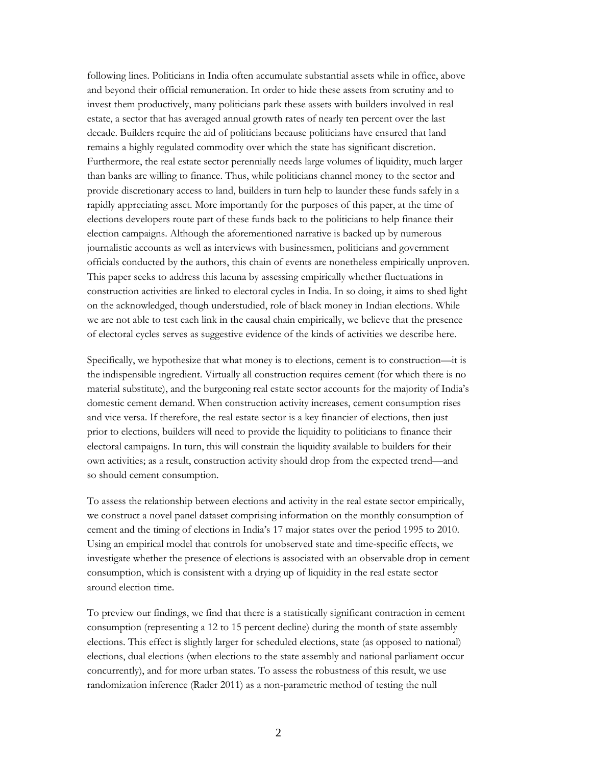following lines. Politicians in India often accumulate substantial assets while in office, above and beyond their official remuneration. In order to hide these assets from scrutiny and to invest them productively, many politicians park these assets with builders involved in real estate, a sector that has averaged annual growth rates of nearly ten percent over the last decade. Builders require the aid of politicians because politicians have ensured that land remains a highly regulated commodity over which the state has significant discretion. Furthermore, the real estate sector perennially needs large volumes of liquidity, much larger than banks are willing to finance. Thus, while politicians channel money to the sector and provide discretionary access to land, builders in turn help to launder these funds safely in a rapidly appreciating asset. More importantly for the purposes of this paper, at the time of elections developers route part of these funds back to the politicians to help finance their election campaigns. Although the aforementioned narrative is backed up by numerous journalistic accounts as well as interviews with businessmen, politicians and government officials conducted by the authors, this chain of events are nonetheless empirically unproven. This paper seeks to address this lacuna by assessing empirically whether fluctuations in construction activities are linked to electoral cycles in India. In so doing, it aims to shed light on the acknowledged, though understudied, role of black money in Indian elections. While we are not able to test each link in the causal chain empirically, we believe that the presence of electoral cycles serves as suggestive evidence of the kinds of activities we describe here.

Specifically, we hypothesize that what money is to elections, cement is to construction—it is the indispensible ingredient. Virtually all construction requires cement (for which there is no material substitute), and the burgeoning real estate sector accounts for the majority of India's domestic cement demand. When construction activity increases, cement consumption rises and vice versa. If therefore, the real estate sector is a key financier of elections, then just prior to elections, builders will need to provide the liquidity to politicians to finance their electoral campaigns. In turn, this will constrain the liquidity available to builders for their own activities; as a result, construction activity should drop from the expected trend—and so should cement consumption.

To assess the relationship between elections and activity in the real estate sector empirically, we construct a novel panel dataset comprising information on the monthly consumption of cement and the timing of elections in India's 17 major states over the period 1995 to 2010. Using an empirical model that controls for unobserved state and time-specific effects, we investigate whether the presence of elections is associated with an observable drop in cement consumption, which is consistent with a drying up of liquidity in the real estate sector around election time.

To preview our findings, we find that there is a statistically significant contraction in cement consumption (representing a 12 to 15 percent decline) during the month of state assembly elections. This effect is slightly larger for scheduled elections, state (as opposed to national) elections, dual elections (when elections to the state assembly and national parliament occur concurrently), and for more urban states. To assess the robustness of this result, we use randomization inference (Rader 2011) as a non-parametric method of testing the null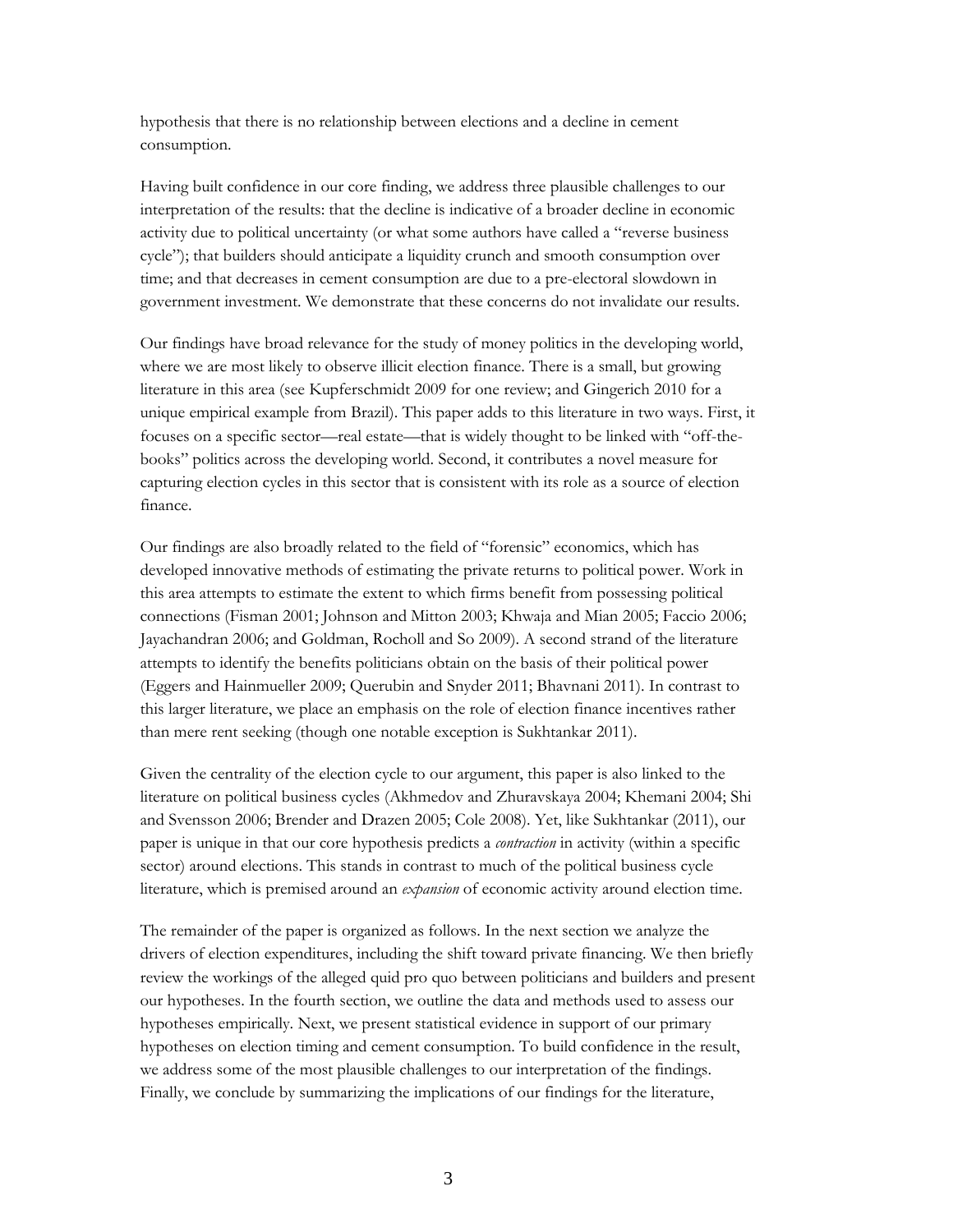hypothesis that there is no relationship between elections and a decline in cement consumption.

Having built confidence in our core finding, we address three plausible challenges to our interpretation of the results: that the decline is indicative of a broader decline in economic activity due to political uncertainty (or what some authors have called a "reverse business cycle"); that builders should anticipate a liquidity crunch and smooth consumption over time; and that decreases in cement consumption are due to a pre-electoral slowdown in government investment. We demonstrate that these concerns do not invalidate our results.

Our findings have broad relevance for the study of money politics in the developing world, where we are most likely to observe illicit election finance. There is a small, but growing literature in this area (see Kupferschmidt 2009 for one review; and Gingerich 2010 for a unique empirical example from Brazil). This paper adds to this literature in two ways. First, it focuses on a specific sector—real estate—that is widely thought to be linked with "off-the-books" politics across the developing world. Second, it contributes a novel measure for capturing election cycles in this sector that is consistent with its role as a source of election finance.

Our findings are also broadly related to the field of "forensic" economics, which has developed innovative methods of estimating the private returns to political power. Work in this area attempts to estimate the extent to which firms benefit from possessing political connections (Fisman 2001; Johnson and Mitton 2003; Khwaja and Mian 2005; Faccio 2006; Jayachandran 2006; and Goldman, Rocholl and So 2009). A second strand of the literature attempts to identify the benefits politicians obtain on the basis of their political power (Eggers and Hainmueller 2009; Querubin and Snyder 2011; Bhavnani 2011). In contrast to this larger literature, we place an emphasis on the role of election finance incentives rather than mere rent seeking (though one notable exception is Sukhtankar 2011).

Given the centrality of the election cycle to our argument, this paper is also linked to the literature on political business cycles (Akhmedov and Zhuravskaya 2004; Khemani 2004; Shi and Svensson 2006; Brender and Drazen 2005; Cole 2008). Yet, like Sukhtankar (2011), our paper is unique in that our core hypothesis predicts a *contraction* in activity (within a specific sector) around elections. This stands in contrast to much of the political business cycle literature, which is premised around an *expansion* of economic activity around election time.

The remainder of the paper is organized as follows. In the next section we analyze the drivers of election expenditures, including the shift toward private financing. We then briefly review the workings of the alleged quid pro quo between politicians and builders and present our hypotheses. In the fourth section, we outline the data and methods used to assess our hypotheses empirically. Next, we present statistical evidence in support of our primary hypotheses on election timing and cement consumption. To build confidence in the result, we address some of the most plausible challenges to our interpretation of the findings. Finally, we conclude by summarizing the implications of our findings for the literature,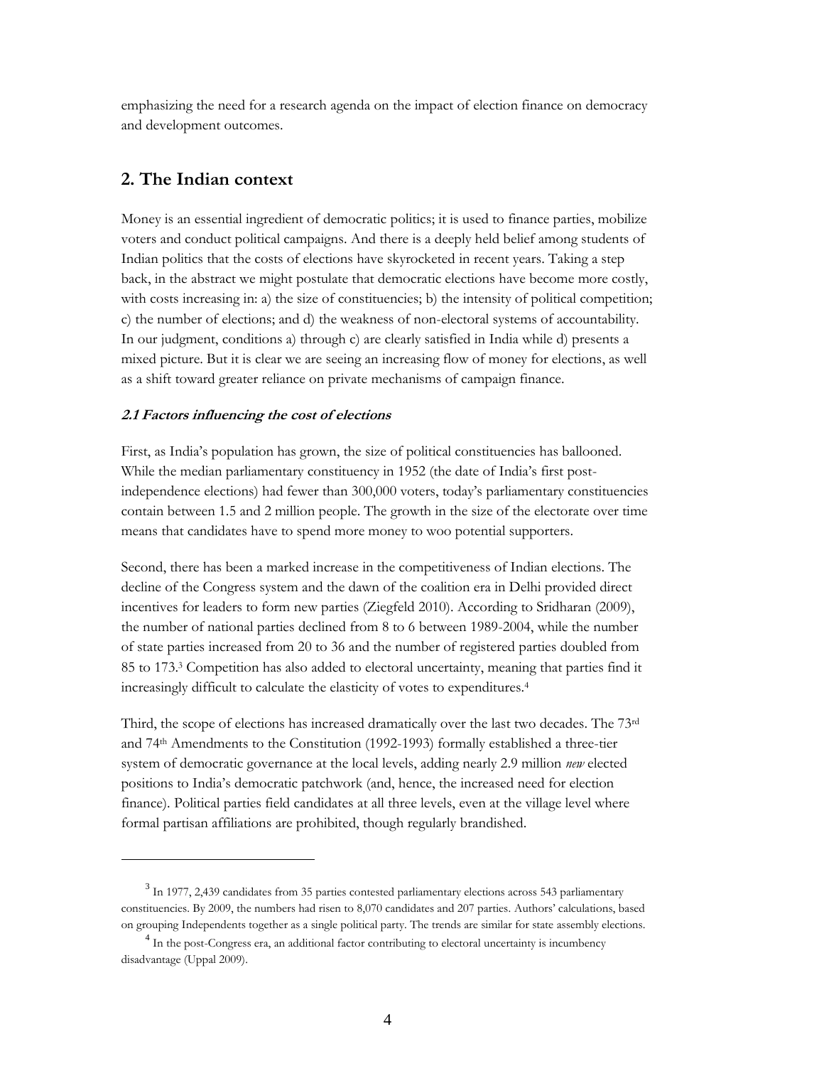emphasizing the need for a research agenda on the impact of election finance on democracy and development outcomes.

## 2. The Indian context

Money is an essential ingredient of democratic politics; it is used to finance parties, mobilize voters and conduct political campaigns. And there is a deeply held belief among students of Indian politics that the costs of elections have skyrocketed in recent years. Taking a step back, in the abstract we might postulate that democratic elections have become more costly, with costs increasing in: a) the size of constituencies; b) the intensity of political competition; c) the number of elections; and d) the weakness of non-electoral systems of accountability. In our judgment, conditions a) through c) are clearly satisfied in India while d) presents a mixed picture. But it is clear we are seeing an increasing flow of money for elections, as well as a shift toward greater reliance on private mechanisms of campaign finance.

### *2.1 Factors influencing the cost of elections*

First, as India's population has grown, the size of political constituencies has ballooned. While the median parliamentary constituency in 1952 (the date of India's first post-independence elections) had fewer than 300,000 voters, today's parliamentary constituencies contain between 1.5 and 2 million people. The growth in the size of the electorate over time means that candidates have to spend more money to woo potential supporters.

Second, there has been a marked increase in the competitiveness of Indian elections. The decline of the Congress system and the dawn of the coalition era in Delhi provided direct incentives for leaders to form new parties (Ziegfeld 2010). According to Sridharan (2009), the number of national parties declined from 8 to 6 between 1989-2004, while the number of state parties increased from 20 to 36 and the number of registered parties doubled from 85 to 173.[3] Competition has also added to electoral uncertainty, meaning that parties find it increasingly difficult to calculate the elasticity of votes to expenditures.[4]

Third, the scope of elections has increased dramatically over the last two decades. The 73rd and 74th Amendments to the Constitution (1992-1993) formally established a three-tier system of democratic governance at the local levels, adding nearly 2.9 million *new* elected positions to India's democratic patchwork (and, hence, the increased need for election finance). Political parties field candidates at all three levels, even at the village level where formal partisan affiliations are prohibited, though regularly brandished.

---

[3] In 1977, 2,439 candidates from 35 parties contested parliamentary elections across 543 parliamentary constituencies. By 2009, the numbers had risen to 8,070 candidates and 207 parties. Authors' calculations, based on grouping Independents together as a single political party. The trends are similar for state assembly elections.

[4] In the post-Congress era, an additional factor contributing to electoral uncertainty is incumbency disadvantage (Uppal 2009).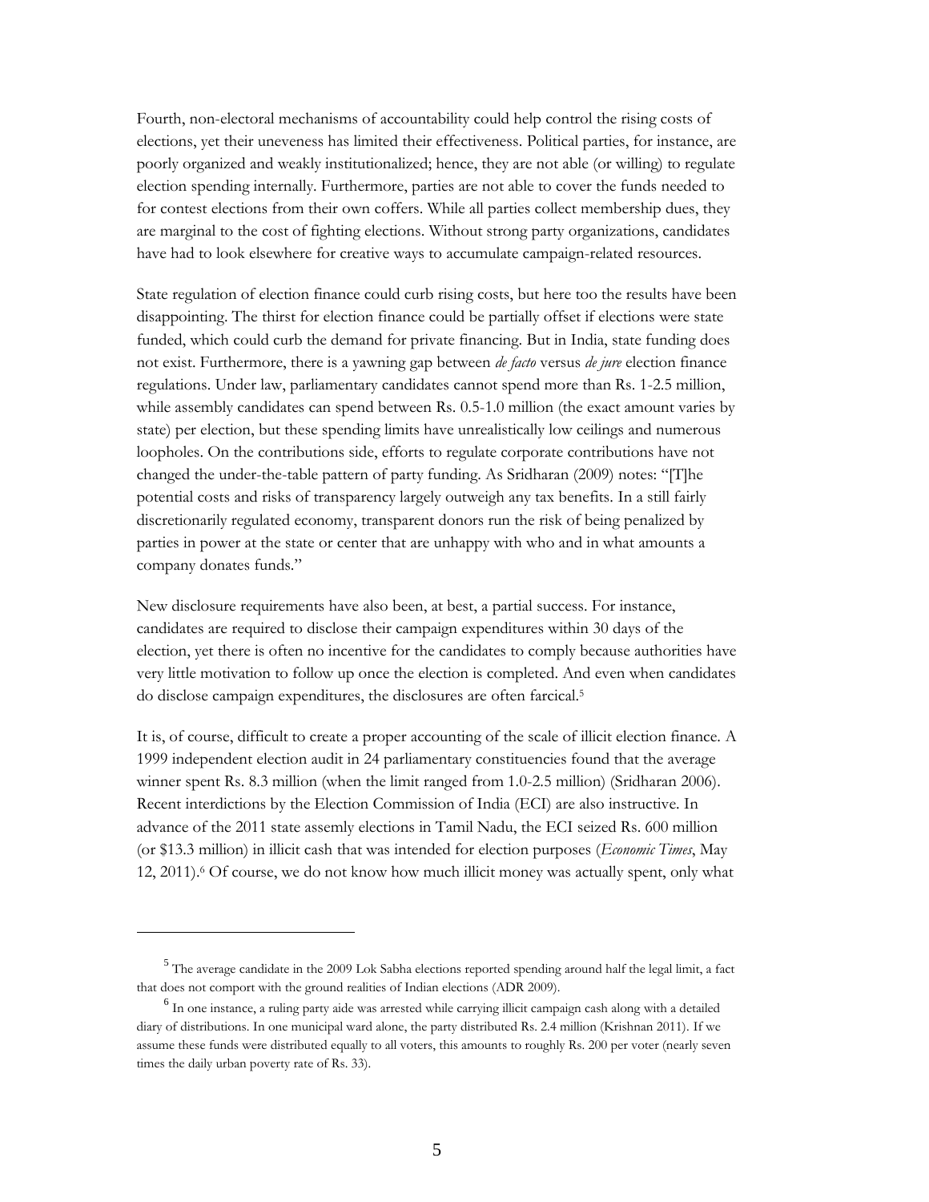Fourth, non-electoral mechanisms of accountability could help control the rising costs of elections, yet their uneveness has limited their effectiveness. Political parties, for instance, are poorly organized and weakly institutionalized; hence, they are not able (or willing) to regulate election spending internally. Furthermore, parties are not able to cover the funds needed to for contest elections from their own coffers. While all parties collect membership dues, they are marginal to the cost of fighting elections. Without strong party organizations, candidates have had to look elsewhere for creative ways to accumulate campaign-related resources.

State regulation of election finance could curb rising costs, but here too the results have been disappointing. The thirst for election finance could be partially offset if elections were state funded, which could curb the demand for private financing. But in India, state funding does not exist. Furthermore, there is a yawning gap between *de facto* versus *de jure* election finance regulations. Under law, parliamentary candidates cannot spend more than Rs. 1-2.5 million, while assembly candidates can spend between Rs. 0.5-1.0 million (the exact amount varies by state) per election, but these spending limits have unrealistically low ceilings and numerous loopholes. On the contributions side, efforts to regulate corporate contributions have not changed the under-the-table pattern of party funding. As Sridharan (2009) notes: "[T]he potential costs and risks of transparency largely outweigh any tax benefits. In a still fairly discretionarily regulated economy, transparent donors run the risk of being penalized by parties in power at the state or center that are unhappy with who and in what amounts a company donates funds."

New disclosure requirements have also been, at best, a partial success. For instance, candidates are required to disclose their campaign expenditures within 30 days of the election, yet there is often no incentive for the candidates to comply because authorities have very little motivation to follow up once the election is completed. And even when candidates do disclose campaign expenditures, the disclosures are often farcical.[5]

It is, of course, difficult to create a proper accounting of the scale of illicit election finance. A 1999 independent election audit in 24 parliamentary constituencies found that the average winner spent Rs. 8.3 million (when the limit ranged from 1.0-2.5 million) (Sridharan 2006). Recent interdictions by the Election Commission of India (ECI) are also instructive. In advance of the 2011 state assemly elections in Tamil Nadu, the ECI seized Rs. 600 million (or $13.3 million) in illicit cash that was intended for election purposes (*Economic Times*, May 12, 2011).[6] Of course, we do not know how much illicit money was actually spent, only what

---

[5] The average candidate in the 2009 Lok Sabha elections reported spending around half the legal limit, a fact that does not comport with the ground realities of Indian elections (ADR 2009).

[6] In one instance, a ruling party aide was arrested while carrying illicit campaign cash along with a detailed diary of distributions. In one municipal ward alone, the party distributed Rs. 2.4 million (Krishnan 2011). If we assume these funds were distributed equally to all voters, this amounts to roughly Rs. 200 per voter (nearly seven times the daily urban poverty rate of Rs. 33).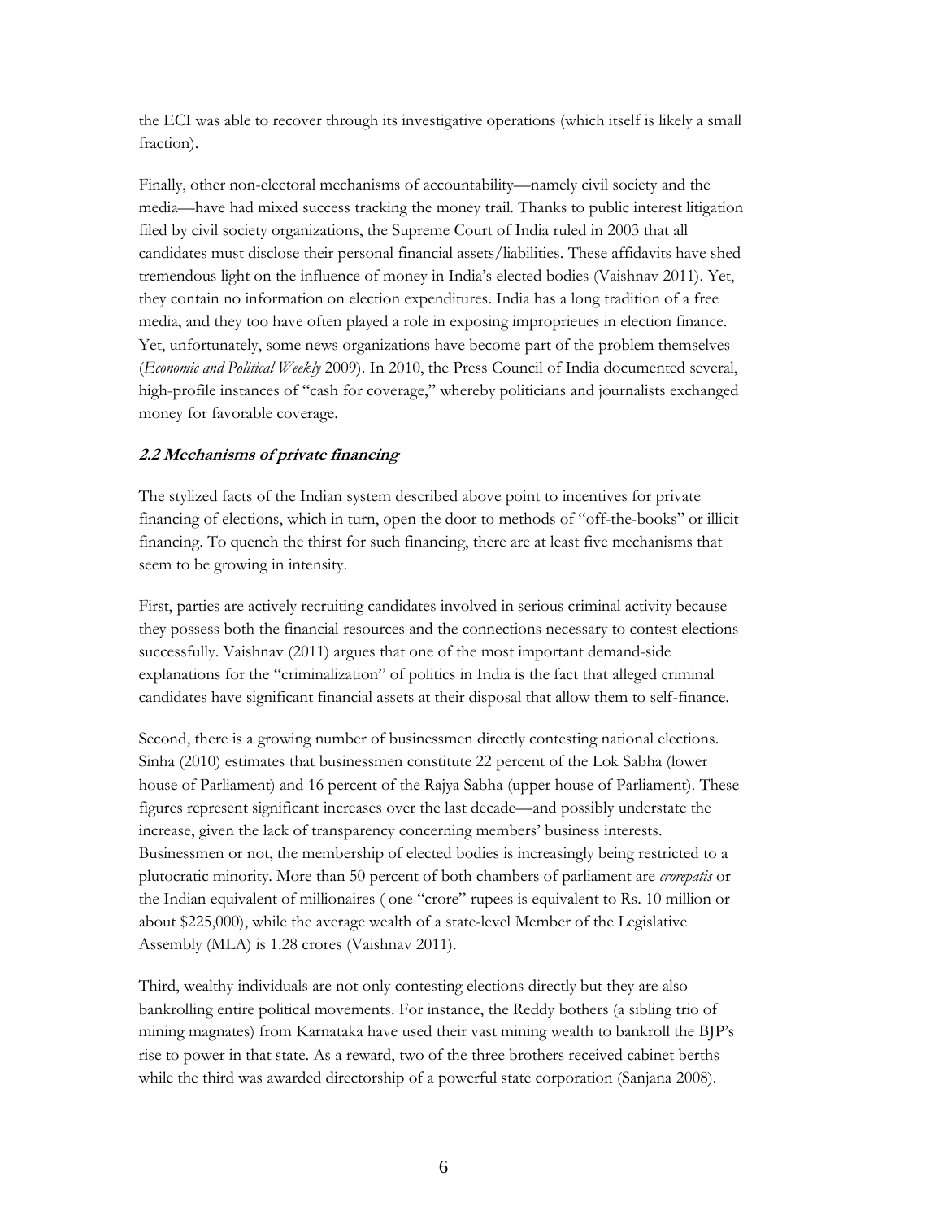the ECI was able to recover through its investigative operations (which itself is likely a small fraction).

Finally, other non-electoral mechanisms of accountability—namely civil society and the media—have had mixed success tracking the money trail. Thanks to public interest litigation filed by civil society organizations, the Supreme Court of India ruled in 2003 that all candidates must disclose their personal financial assets/liabilities. These affidavits have shed tremendous light on the influence of money in India's elected bodies (Vaishnav 2011). Yet, they contain no information on election expenditures. India has a long tradition of a free media, and they too have often played a role in exposing improprieties in election finance. Yet, unfortunately, some news organizations have become part of the problem themselves (*Economic and Political Weekly* 2009). In 2010, the Press Council of India documented several, high-profile instances of "cash for coverage," whereby politicians and journalists exchanged money for favorable coverage.

### *2.2 Mechanisms of private financing*

The stylized facts of the Indian system described above point to incentives for private financing of elections, which in turn, open the door to methods of "off-the-books" or illicit financing. To quench the thirst for such financing, there are at least five mechanisms that seem to be growing in intensity.

First, parties are actively recruiting candidates involved in serious criminal activity because they possess both the financial resources and the connections necessary to contest elections successfully. Vaishnav (2011) argues that one of the most important demand-side explanations for the "criminalization" of politics in India is the fact that alleged criminal candidates have significant financial assets at their disposal that allow them to self-finance.

Second, there is a growing number of businessmen directly contesting national elections. Sinha (2010) estimates that businessmen constitute 22 percent of the Lok Sabha (lower house of Parliament) and 16 percent of the Rajya Sabha (upper house of Parliament). These figures represent significant increases over the last decade—and possibly understate the increase, given the lack of transparency concerning members' business interests. Businessmen or not, the membership of elected bodies is increasingly being restricted to a plutocratic minority. More than 50 percent of both chambers of parliament are *crorepatis* or the Indian equivalent of millionaires ( one "crore" rupees is equivalent to Rs. 10 million or about $225,000), while the average wealth of a state-level Member of the Legislative Assembly (MLA) is 1.28 crores (Vaishnav 2011).

Third, wealthy individuals are not only contesting elections directly but they are also bankrolling entire political movements. For instance, the Reddy bothers (a sibling trio of mining magnates) from Karnataka have used their vast mining wealth to bankroll the BJP's rise to power in that state. As a reward, two of the three brothers received cabinet berths while the third was awarded directorship of a powerful state corporation (Sanjana 2008).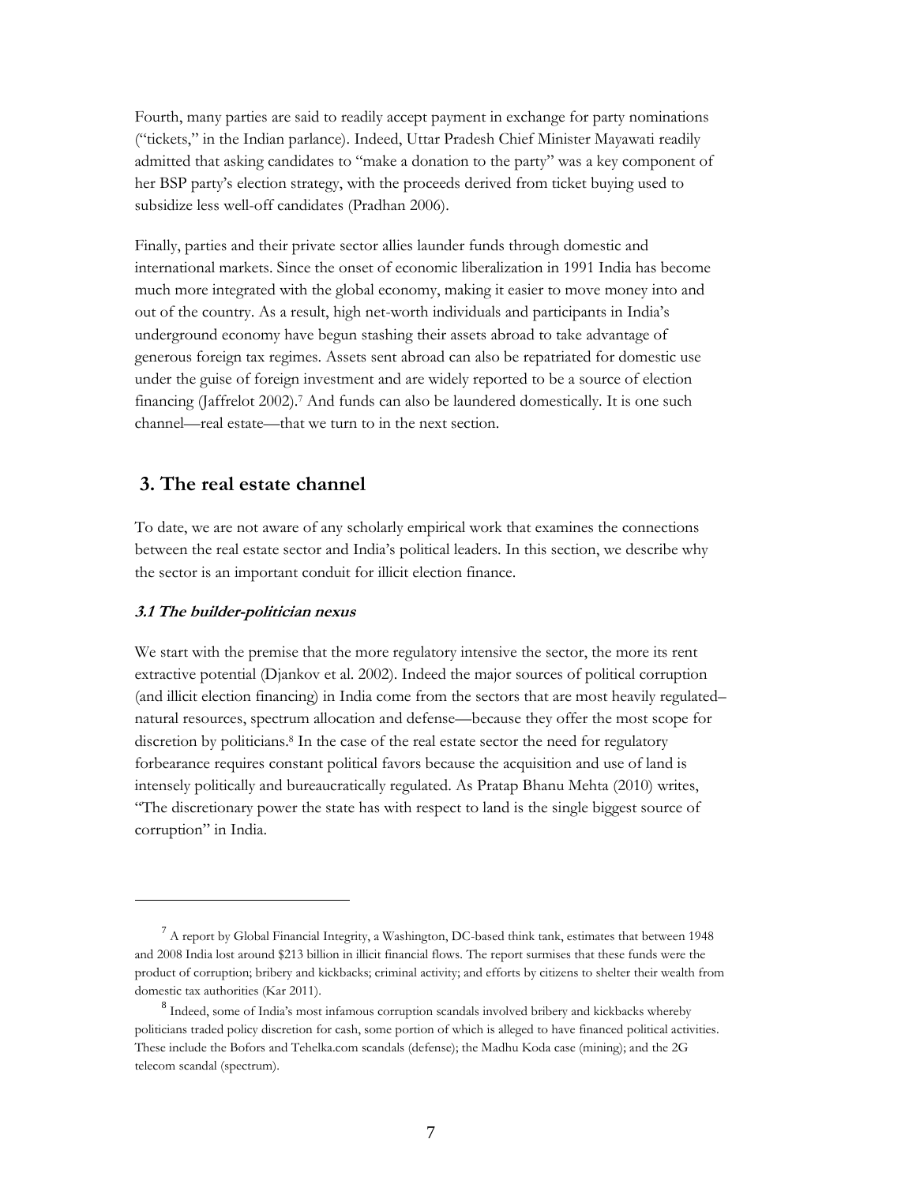Fourth, many parties are said to readily accept payment in exchange for party nominations ("tickets," in the Indian parlance). Indeed, Uttar Pradesh Chief Minister Mayawati readily admitted that asking candidates to "make a donation to the party" was a key component of her BSP party's election strategy, with the proceeds derived from ticket buying used to subsidize less well-off candidates (Pradhan 2006).

Finally, parties and their private sector allies launder funds through domestic and international markets. Since the onset of economic liberalization in 1991 India has become much more integrated with the global economy, making it easier to move money into and out of the country. As a result, high net-worth individuals and participants in India's underground economy have begun stashing their assets abroad to take advantage of generous foreign tax regimes. Assets sent abroad can also be repatriated for domestic use under the guise of foreign investment and are widely reported to be a source of election financing (Jaffrelot 2002).[7] And funds can also be laundered domestically. It is one such channel—real estate—that we turn to in the next section.

## 3. The real estate channel

To date, we are not aware of any scholarly empirical work that examines the connections between the real estate sector and India's political leaders. In this section, we describe why the sector is an important conduit for illicit election finance.

### *3.1 The builder-politician nexus*

We start with the premise that the more regulatory intensive the sector, the more its rent extractive potential (Djankov et al. 2002). Indeed the major sources of political corruption (and illicit election financing) in India come from the sectors that are most heavily regulated–natural resources, spectrum allocation and defense—because they offer the most scope for discretion by politicians.[8] In the case of the real estate sector the need for regulatory forbearance requires constant political favors because the acquisition and use of land is intensely politically and bureaucratically regulated. As Pratap Bhanu Mehta (2010) writes, "The discretionary power the state has with respect to land is the single biggest source of corruption" in India.

---

[7] A report by Global Financial Integrity, a Washington, DC-based think tank, estimates that between 1948 and 2008 India lost around $213 billion in illicit financial flows. The report surmises that these funds were the product of corruption; bribery and kickbacks; criminal activity; and efforts by citizens to shelter their wealth from domestic tax authorities (Kar 2011).

[8] Indeed, some of India's most infamous corruption scandals involved bribery and kickbacks whereby politicians traded policy discretion for cash, some portion of which is alleged to have financed political activities. These include the Bofors and Tehelka.com scandals (defense); the Madhu Koda case (mining); and the 2G telecom scandal (spectrum).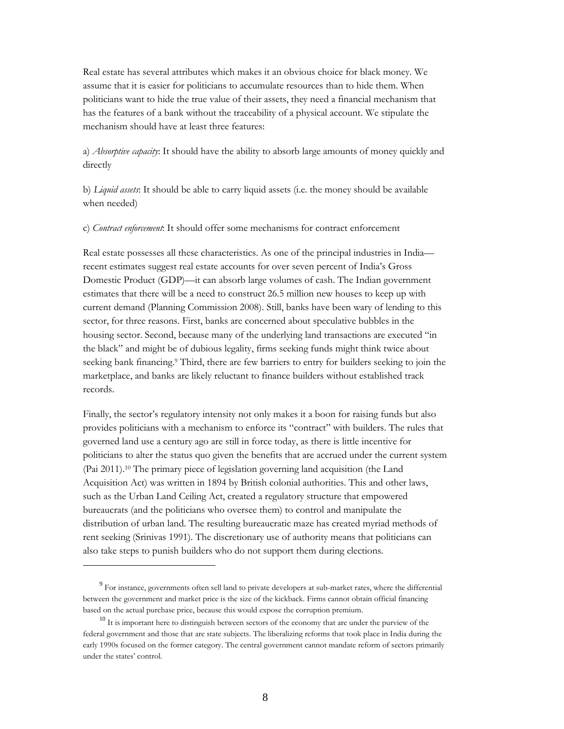Real estate has several attributes which makes it an obvious choice for black money. We assume that it is easier for politicians to accumulate resources than to hide them. When politicians want to hide the true value of their assets, they need a financial mechanism that has the features of a bank without the traceability of a physical account. We stipulate the mechanism should have at least three features:

a) *Absorptive capacity*: It should have the ability to absorb large amounts of money quickly and directly

b) *Liquid assets*: It should be able to carry liquid assets (i.e. the money should be available when needed)

c) *Contract enforcement*: It should offer some mechanisms for contract enforcement

Real estate possesses all these characteristics. As one of the principal industries in India—recent estimates suggest real estate accounts for over seven percent of India's Gross Domestic Product (GDP)—it can absorb large volumes of cash. The Indian government estimates that there will be a need to construct 26.5 million new houses to keep up with current demand (Planning Commission 2008). Still, banks have been wary of lending to this sector, for three reasons. First, banks are concerned about speculative bubbles in the housing sector. Second, because many of the underlying land transactions are executed "in the black" and might be of dubious legality, firms seeking funds might think twice about seeking bank financing.[9] Third, there are few barriers to entry for builders seeking to join the marketplace, and banks are likely reluctant to finance builders without established track records.

Finally, the sector's regulatory intensity not only makes it a boon for raising funds but also provides politicians with a mechanism to enforce its "contract" with builders. The rules that governed land use a century ago are still in force today, as there is little incentive for politicians to alter the status quo given the benefits that are accrued under the current system (Pai 2011).[10] The primary piece of legislation governing land acquisition (the Land Acquisition Act) was written in 1894 by British colonial authorities. This and other laws, such as the Urban Land Ceiling Act, created a regulatory structure that empowered bureaucrats (and the politicians who oversee them) to control and manipulate the distribution of urban land. The resulting bureaucratic maze has created myriad methods of rent seeking (Srinivas 1991). The discretionary use of authority means that politicians can also take steps to punish builders who do not support them during elections.

---

[9] For instance, governments often sell land to private developers at sub-market rates, where the differential between the government and market price is the size of the kickback. Firms cannot obtain official financing based on the actual purchase price, because this would expose the corruption premium.

[10] It is important here to distinguish between sectors of the economy that are under the purview of the federal government and those that are state subjects. The liberalizing reforms that took place in India during the early 1990s focused on the former category. The central government cannot mandate reform of sectors primarily under the states' control.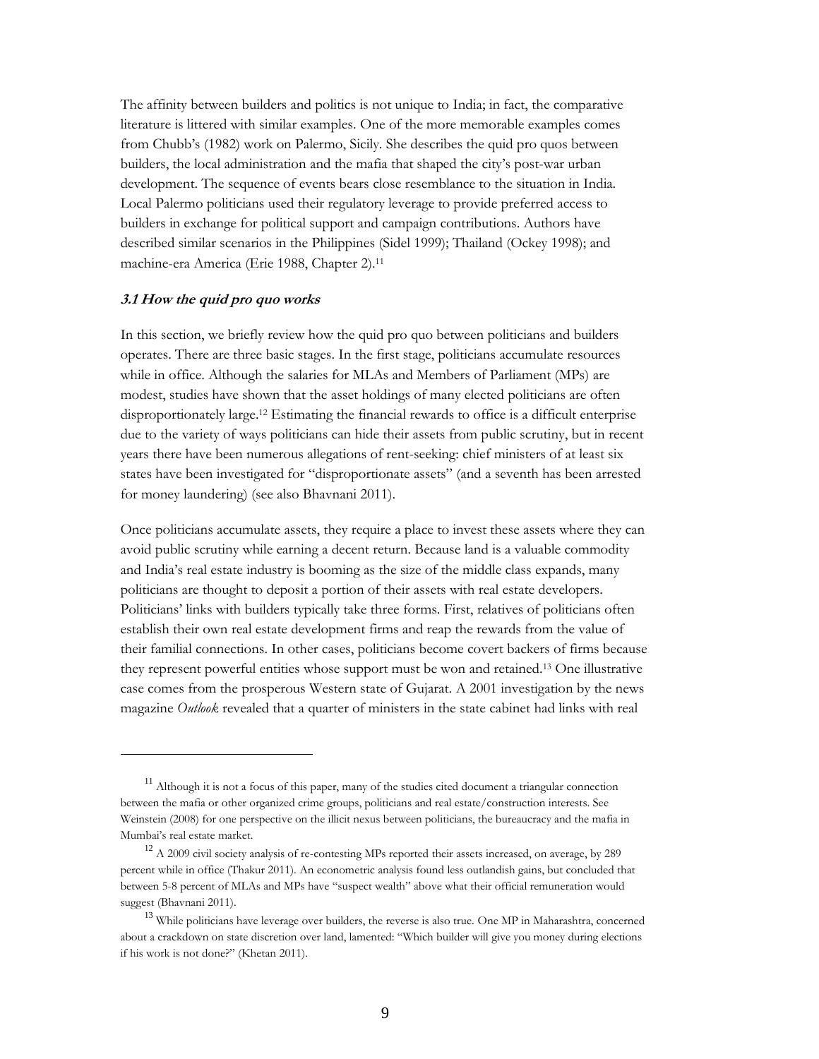The affinity between builders and politics is not unique to India; in fact, the comparative literature is littered with similar examples. One of the more memorable examples comes from Chubb's (1982) work on Palermo, Sicily. She describes the quid pro quos between builders, the local administration and the mafia that shaped the city's post-war urban development. The sequence of events bears close resemblance to the situation in India. Local Palermo politicians used their regulatory leverage to provide preferred access to builders in exchange for political support and campaign contributions. Authors have described similar scenarios in the Philippines (Sidel 1999); Thailand (Ockey 1998); and machine-era America (Erie 1988, Chapter 2).[11]

### *3.1 How the quid pro quo works*

In this section, we briefly review how the quid pro quo between politicians and builders operates. There are three basic stages. In the first stage, politicians accumulate resources while in office. Although the salaries for MLAs and Members of Parliament (MPs) are modest, studies have shown that the asset holdings of many elected politicians are often disproportionately large.[12] Estimating the financial rewards to office is a difficult enterprise due to the variety of ways politicians can hide their assets from public scrutiny, but in recent years there have been numerous allegations of rent-seeking: chief ministers of at least six states have been investigated for "disproportionate assets" (and a seventh has been arrested for money laundering) (see also Bhavnani 2011).

Once politicians accumulate assets, they require a place to invest these assets where they can avoid public scrutiny while earning a decent return. Because land is a valuable commodity and India's real estate industry is booming as the size of the middle class expands, many politicians are thought to deposit a portion of their assets with real estate developers. Politicians' links with builders typically take three forms. First, relatives of politicians often establish their own real estate development firms and reap the rewards from the value of their familial connections. In other cases, politicians become covert backers of firms because they represent powerful entities whose support must be won and retained.[13] One illustrative case comes from the prosperous Western state of Gujarat. A 2001 investigation by the news magazine *Outlook* revealed that a quarter of ministers in the state cabinet had links with real

---

[11] Although it is not a focus of this paper, many of the studies cited document a triangular connection between the mafia or other organized crime groups, politicians and real estate/construction interests. See Weinstein (2008) for one perspective on the illicit nexus between politicians, the bureaucracy and the mafia in Mumbai's real estate market.

[12] A 2009 civil society analysis of re-contesting MPs reported their assets increased, on average, by 289 percent while in office (Thakur 2011). An econometric analysis found less outlandish gains, but concluded that between 5-8 percent of MLAs and MPs have "suspect wealth" above what their official remuneration would suggest (Bhavnani 2011).

[13] While politicians have leverage over builders, the reverse is also true. One MP in Maharashtra, concerned about a crackdown on state discretion over land, lamented: "Which builder will give you money during elections if his work is not done?" (Khetan 2011).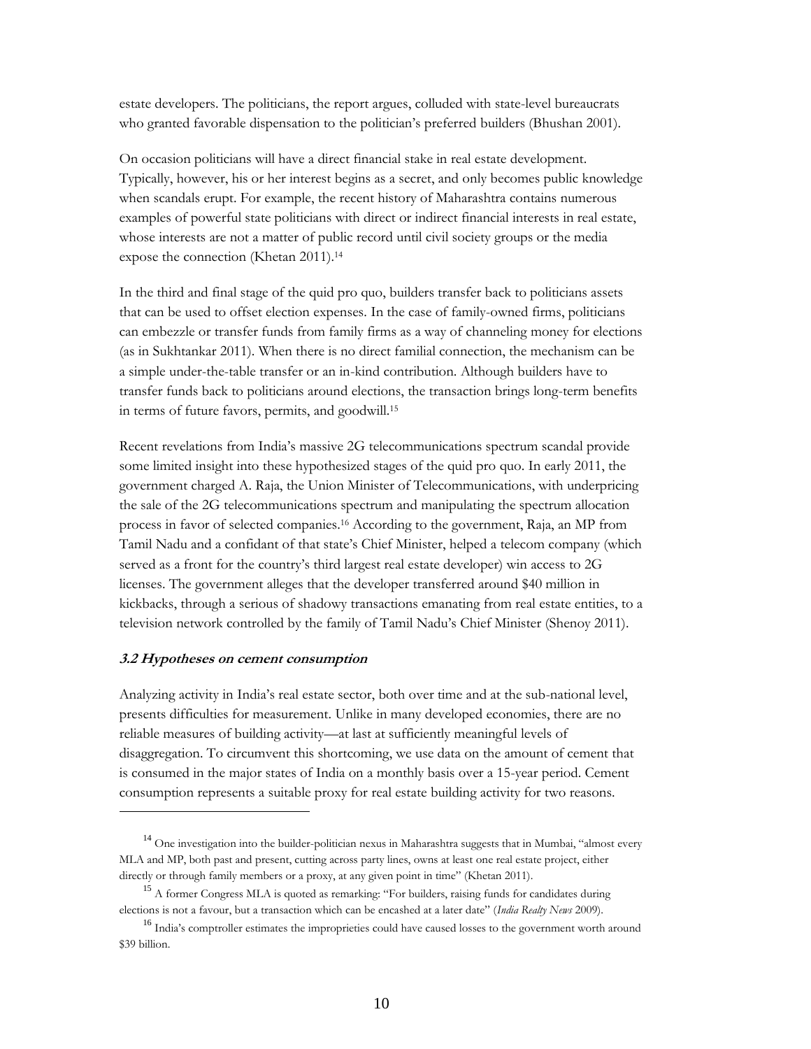estate developers. The politicians, the report argues, colluded with state-level bureaucrats who granted favorable dispensation to the politician's preferred builders (Bhushan 2001).

On occasion politicians will have a direct financial stake in real estate development. Typically, however, his or her interest begins as a secret, and only becomes public knowledge when scandals erupt. For example, the recent history of Maharashtra contains numerous examples of powerful state politicians with direct or indirect financial interests in real estate, whose interests are not a matter of public record until civil society groups or the media expose the connection (Khetan 2011).[14]

In the third and final stage of the quid pro quo, builders transfer back to politicians assets that can be used to offset election expenses. In the case of family-owned firms, politicians can embezzle or transfer funds from family firms as a way of channeling money for elections (as in Sukhtankar 2011). When there is no direct familial connection, the mechanism can be a simple under-the-table transfer or an in-kind contribution. Although builders have to transfer funds back to politicians around elections, the transaction brings long-term benefits in terms of future favors, permits, and goodwill.[15]

Recent revelations from India's massive 2G telecommunications spectrum scandal provide some limited insight into these hypothesized stages of the quid pro quo. In early 2011, the government charged A. Raja, the Union Minister of Telecommunications, with underpricing the sale of the 2G telecommunications spectrum and manipulating the spectrum allocation process in favor of selected companies.[16] According to the government, Raja, an MP from Tamil Nadu and a confidant of that state's Chief Minister, helped a telecom company (which served as a front for the country's third largest real estate developer) win access to 2G licenses. The government alleges that the developer transferred around $40 million in kickbacks, through a serious of shadowy transactions emanating from real estate entities, to a television network controlled by the family of Tamil Nadu's Chief Minister (Shenoy 2011).

### *3.2 Hypotheses on cement consumption*

Analyzing activity in India's real estate sector, both over time and at the sub-national level, presents difficulties for measurement. Unlike in many developed economies, there are no reliable measures of building activity—at last at sufficiently meaningful levels of disaggregation. To circumvent this shortcoming, we use data on the amount of cement that is consumed in the major states of India on a monthly basis over a 15-year period. Cement consumption represents a suitable proxy for real estate building activity for two reasons.

---

[14] One investigation into the builder-politician nexus in Maharashtra suggests that in Mumbai, "almost every MLA and MP, both past and present, cutting across party lines, owns at least one real estate project, either directly or through family members or a proxy, at any given point in time" (Khetan 2011).

[15] A former Congress MLA is quoted as remarking: "For builders, raising funds for candidates during elections is not a favour, but a transaction which can be encashed at a later date" (*India Realty News* 2009).

[16] India's comptroller estimates the improprieties could have caused losses to the government worth around $39 billion.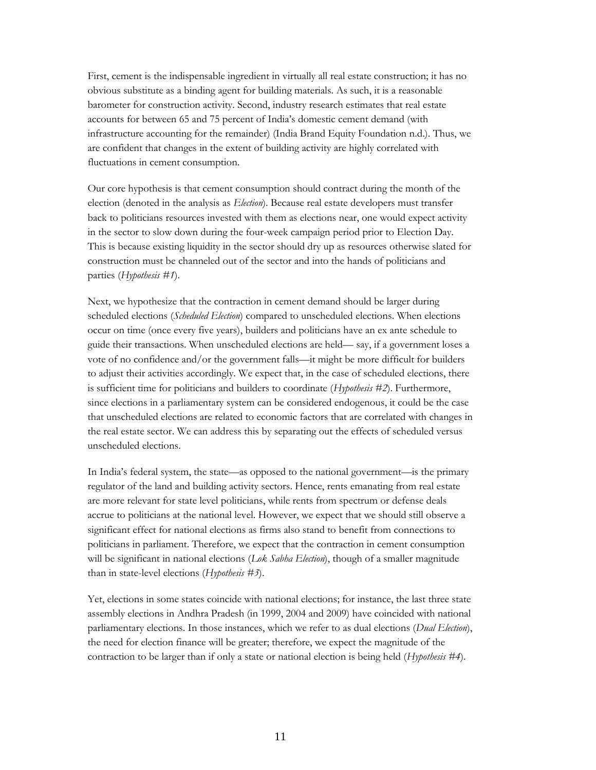First, cement is the indispensable ingredient in virtually all real estate construction; it has no obvious substitute as a binding agent for building materials. As such, it is a reasonable barometer for construction activity. Second, industry research estimates that real estate accounts for between 65 and 75 percent of India's domestic cement demand (with infrastructure accounting for the remainder) (India Brand Equity Foundation n.d.). Thus, we are confident that changes in the extent of building activity are highly correlated with fluctuations in cement consumption.

Our core hypothesis is that cement consumption should contract during the month of the election (denoted in the analysis as *Election*). Because real estate developers must transfer back to politicians resources invested with them as elections near, one would expect activity in the sector to slow down during the four-week campaign period prior to Election Day. This is because existing liquidity in the sector should dry up as resources otherwise slated for construction must be channeled out of the sector and into the hands of politicians and parties (*Hypothesis #1*).

Next, we hypothesize that the contraction in cement demand should be larger during scheduled elections (*Scheduled Election*) compared to unscheduled elections. When elections occur on time (once every five years), builders and politicians have an ex ante schedule to guide their transactions. When unscheduled elections are held— say, if a government loses a vote of no confidence and/or the government falls—it might be more difficult for builders to adjust their activities accordingly. We expect that, in the case of scheduled elections, there is sufficient time for politicians and builders to coordinate (*Hypothesis #2*). Furthermore, since elections in a parliamentary system can be considered endogenous, it could be the case that unscheduled elections are related to economic factors that are correlated with changes in the real estate sector. We can address this by separating out the effects of scheduled versus unscheduled elections.

In India's federal system, the state—as opposed to the national government—is the primary regulator of the land and building activity sectors. Hence, rents emanating from real estate are more relevant for state level politicians, while rents from spectrum or defense deals accrue to politicians at the national level. However, we expect that we should still observe a significant effect for national elections as firms also stand to benefit from connections to politicians in parliament. Therefore, we expect that the contraction in cement consumption will be significant in national elections (*Lok Sabha Election*), though of a smaller magnitude than in state-level elections (*Hypothesis #3*).

Yet, elections in some states coincide with national elections; for instance, the last three state assembly elections in Andhra Pradesh (in 1999, 2004 and 2009) have coincided with national parliamentary elections. In those instances, which we refer to as dual elections (*Dual Election*), the need for election finance will be greater; therefore, we expect the magnitude of the contraction to be larger than if only a state or national election is being held (*Hypothesis #4*).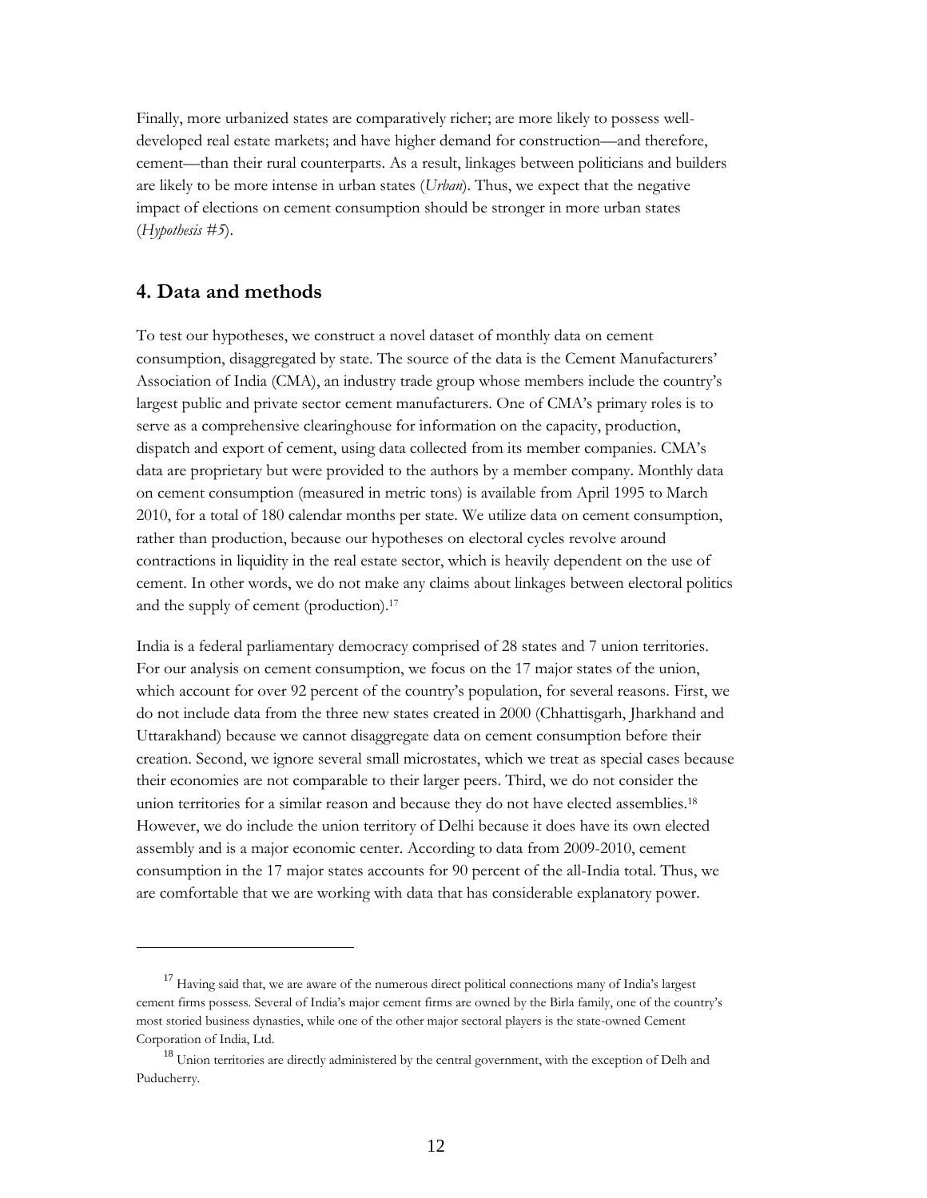Finally, more urbanized states are comparatively richer; are more likely to possess well-developed real estate markets; and have higher demand for construction—and therefore, cement—than their rural counterparts. As a result, linkages between politicians and builders are likely to be more intense in urban states (*Urban*). Thus, we expect that the negative impact of elections on cement consumption should be stronger in more urban states (*Hypothesis #5*).

## 4. Data and methods

To test our hypotheses, we construct a novel dataset of monthly data on cement consumption, disaggregated by state. The source of the data is the Cement Manufacturers' Association of India (CMA), an industry trade group whose members include the country's largest public and private sector cement manufacturers. One of CMA's primary roles is to serve as a comprehensive clearinghouse for information on the capacity, production, dispatch and export of cement, using data collected from its member companies. CMA's data are proprietary but were provided to the authors by a member company. Monthly data on cement consumption (measured in metric tons) is available from April 1995 to March 2010, for a total of 180 calendar months per state. We utilize data on cement consumption, rather than production, because our hypotheses on electoral cycles revolve around contractions in liquidity in the real estate sector, which is heavily dependent on the use of cement. In other words, we do not make any claims about linkages between electoral politics and the supply of cement (production).[17]

India is a federal parliamentary democracy comprised of 28 states and 7 union territories. For our analysis on cement consumption, we focus on the 17 major states of the union, which account for over 92 percent of the country's population, for several reasons. First, we do not include data from the three new states created in 2000 (Chhattisgarh, Jharkhand and Uttarakhand) because we cannot disaggregate data on cement consumption before their creation. Second, we ignore several small microstates, which we treat as special cases because their economies are not comparable to their larger peers. Third, we do not consider the union territories for a similar reason and because they do not have elected assemblies.[18] However, we do include the union territory of Delhi because it does have its own elected assembly and is a major economic center. According to data from 2009-2010, cement consumption in the 17 major states accounts for 90 percent of the all-India total. Thus, we are comfortable that we are working with data that has considerable explanatory power.

---

[17] Having said that, we are aware of the numerous direct political connections many of India's largest cement firms possess. Several of India's major cement firms are owned by the Birla family, one of the country's most storied business dynasties, while one of the other major sectoral players is the state-owned Cement Corporation of India, Ltd.

[18] Union territories are directly administered by the central government, with the exception of Delh and Puducherry.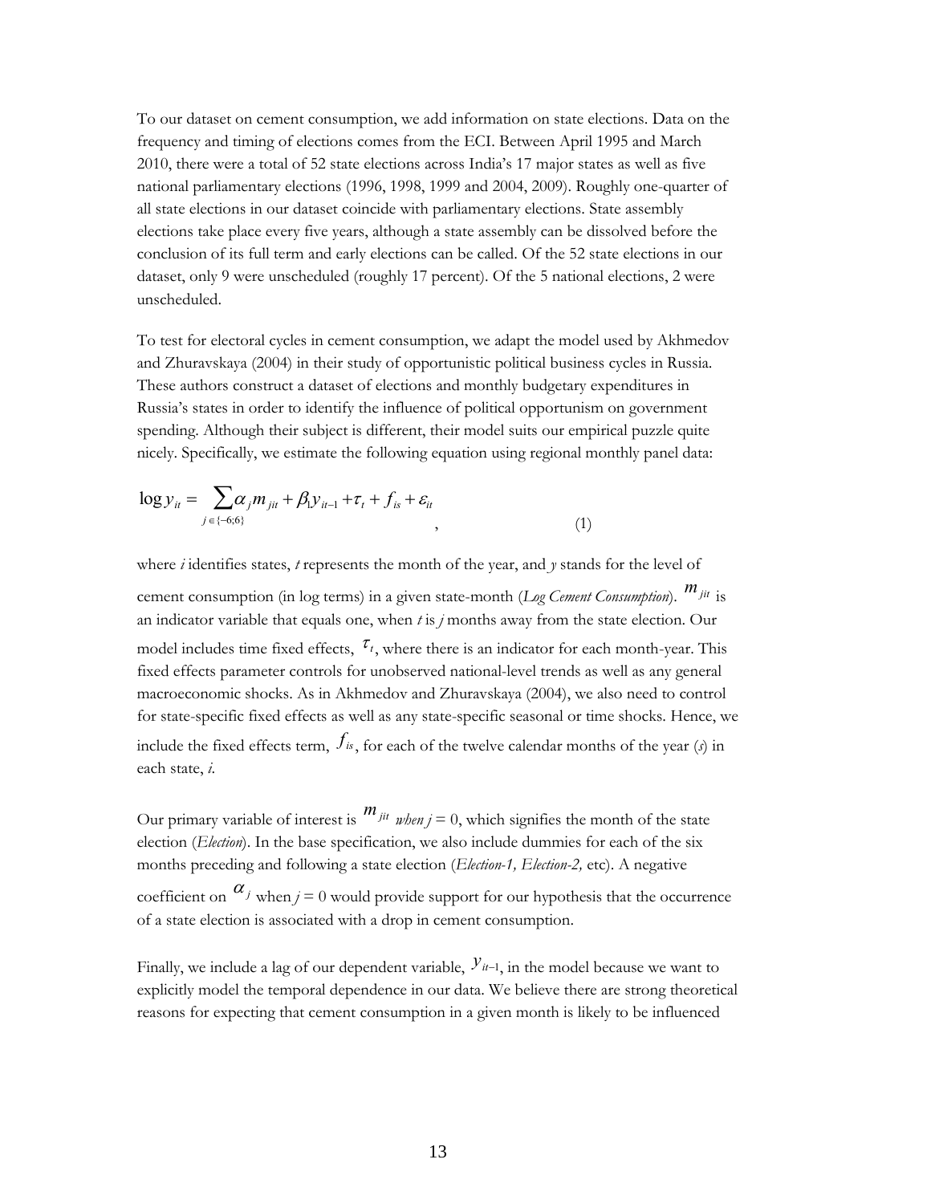To our dataset on cement consumption, we add information on state elections. Data on the frequency and timing of elections comes from the ECI. Between April 1995 and March 2010, there were a total of 52 state elections across India's 17 major states as well as five national parliamentary elections (1996, 1998, 1999 and 2004, 2009). Roughly one-quarter of all state elections in our dataset coincide with parliamentary elections. State assembly elections take place every five years, although a state assembly can be dissolved before the conclusion of its full term and early elections can be called. Of the 52 state elections in our dataset, only 9 were unscheduled (roughly 17 percent). Of the 5 national elections, 2 were unscheduled.

To test for electoral cycles in cement consumption, we adapt the model used by Akhmedov and Zhuravskaya (2004) in their study of opportunistic political business cycles in Russia. These authors construct a dataset of elections and monthly budgetary expenditures in Russia's states in order to identify the influence of political opportunism on government spending. Although their subject is different, their model suits our empirical puzzle quite nicely. Specifically, we estimate the following equation using regional monthly panel data:

$$\log y_{it} = \sum_{j \in \{-6;6\}} \alpha_j m_{jit} + \beta_1 y_{it-1} + \tau_t + f_{is} + \varepsilon_{it} \quad , \qquad (1)$$

where *i* identifies states, *t* represents the month of the year, and *y* stands for the level of cement consumption (in log terms) in a given state-month (*Log Cement Consumption*). $m_{jit}$ is an indicator variable that equals one, when *t* is *j* months away from the state election. Our model includes time fixed effects, $\tau_t$, where there is an indicator for each month-year. This fixed effects parameter controls for unobserved national-level trends as well as any general macroeconomic shocks. As in Akhmedov and Zhuravskaya (2004), we also need to control for state-specific fixed effects as well as any state-specific seasonal or time shocks. Hence, we include the fixed effects term, $f_{is}$, for each of the twelve calendar months of the year (*s*) in each state, *i*.

Our primary variable of interest is $m_{jit}$ *when* $j = 0$, which signifies the month of the state election (*Election*). In the base specification, we also include dummies for each of the six months preceding and following a state election (*Election-1, Election-2,* etc). A negative coefficient on $\alpha_j$ when $j = 0$ would provide support for our hypothesis that the occurrence of a state election is associated with a drop in cement consumption.

Finally, we include a lag of our dependent variable, $y_{it-1}$, in the model because we want to explicitly model the temporal dependence in our data. We believe there are strong theoretical reasons for expecting that cement consumption in a given month is likely to be influenced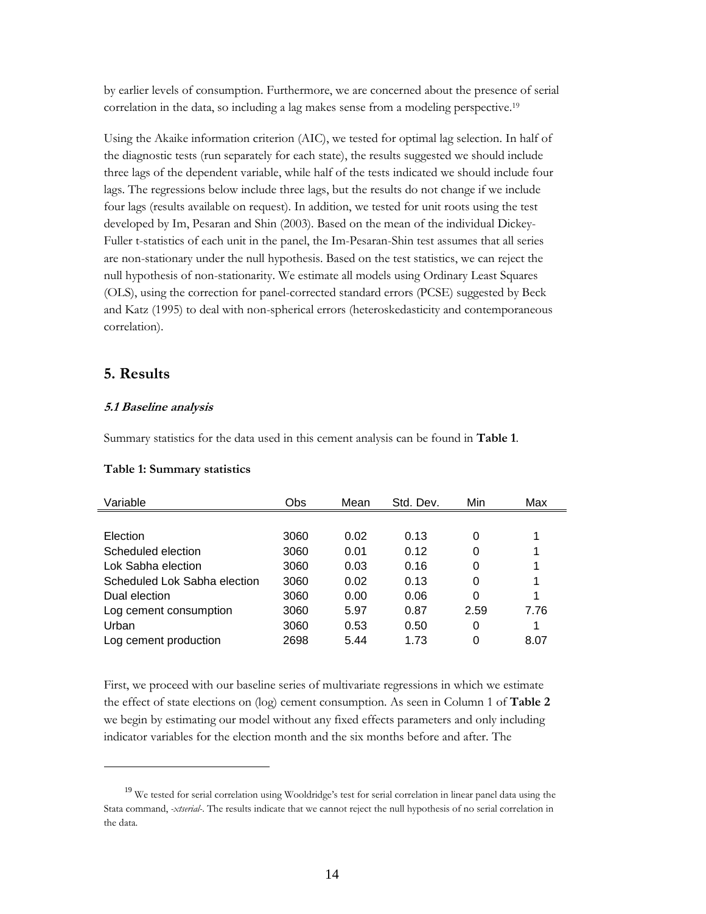by earlier levels of consumption. Furthermore, we are concerned about the presence of serial correlation in the data, so including a lag makes sense from a modeling perspective.[19]

Using the Akaike information criterion (AIC), we tested for optimal lag selection. In half of the diagnostic tests (run separately for each state), the results suggested we should include three lags of the dependent variable, while half of the tests indicated we should include four lags. The regressions below include three lags, but the results do not change if we include four lags (results available on request). In addition, we tested for unit roots using the test developed by Im, Pesaran and Shin (2003). Based on the mean of the individual Dickey-Fuller t-statistics of each unit in the panel, the Im-Pesaran-Shin test assumes that all series are non-stationary under the null hypothesis. Based on the test statistics, we can reject the null hypothesis of non-stationarity. We estimate all models using Ordinary Least Squares (OLS), using the correction for panel-corrected standard errors (PCSE) suggested by Beck and Katz (1995) to deal with non-spherical errors (heteroskedasticity and contemporaneous correlation).

## 5. Results

### *5.1 Baseline analysis*

Summary statistics for the data used in this cement analysis can be found in **Table 1**.

**Table 1: Summary statistics**

| Variable | Obs | Mean | Std. Dev. | Min | Max |
|---|---|---|---|---|---|
| Election | 3060 | 0.02 | 0.13 | 0 | 1 |
| Scheduled election | 3060 | 0.01 | 0.12 | 0 | 1 |
| Lok Sabha election | 3060 | 0.03 | 0.16 | 0 | 1 |
| Scheduled Lok Sabha election | 3060 | 0.02 | 0.13 | 0 | 1 |
| Dual election | 3060 | 0.00 | 0.06 | 0 | 1 |
| Log cement consumption | 3060 | 5.97 | 0.87 | 2.59 | 7.76 |
| Urban | 3060 | 0.53 | 0.50 | 0 | 1 |
| Log cement production | 2698 | 5.44 | 1.73 | 0 | 8.07 |

First, we proceed with our baseline series of multivariate regressions in which we estimate the effect of state elections on (log) cement consumption. As seen in Column 1 of **Table 2** we begin by estimating our model without any fixed effects parameters and only including indicator variables for the election month and the six months before and after. The

[19] We tested for serial correlation using Wooldridge's test for serial correlation in linear panel data using the Stata command, *-xtserial-*. The results indicate that we cannot reject the null hypothesis of no serial correlation in the data.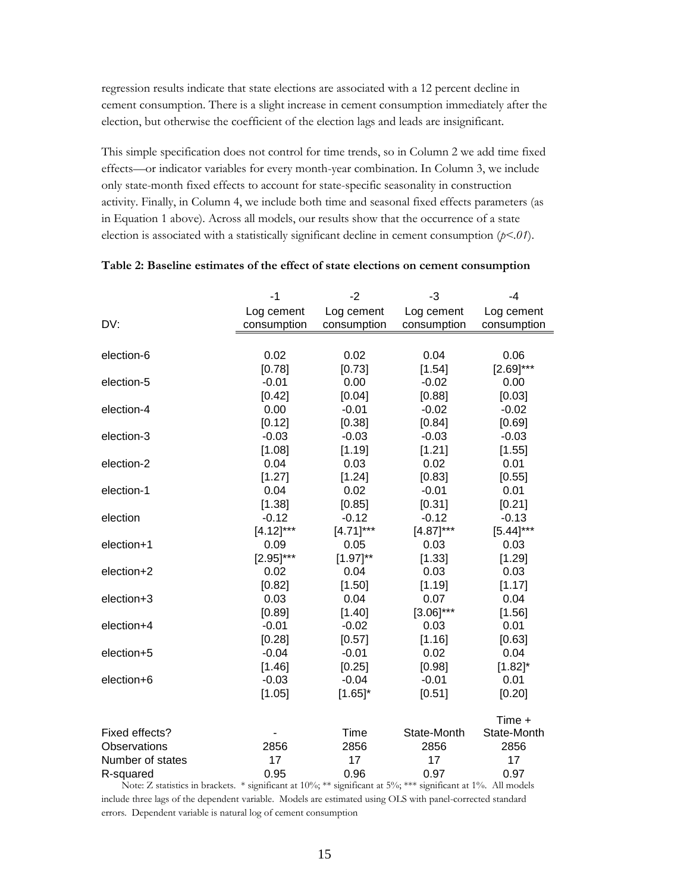regression results indicate that state elections are associated with a 12 percent decline in cement consumption. There is a slight increase in cement consumption immediately after the election, but otherwise the coefficient of the election lags and leads are insignificant.

This simple specification does not control for time trends, so in Column 2 we add time fixed effects—or indicator variables for every month-year combination. In Column 3, we include only state-month fixed effects to account for state-specific seasonality in construction activity. Finally, in Column 4, we include both time and seasonal fixed effects parameters (as in Equation 1 above). Across all models, our results show that the occurrence of a state election is associated with a statistically significant decline in cement consumption ($p<.01$).

**Table 2: Baseline estimates of the effect of state elections on cement consumption**

| | -1 | -2 | -3 | -4 |
|---|---|---|---|---|
| DV: | Log cement consumption | Log cement consumption | Log cement consumption | Log cement consumption |
| election-6 | 0.02 | 0.02 | 0.04 | 0.06 |
| | [0.78] | [0.73] | [1.54] | [2.69]*** |
| election-5 | -0.01 | 0.00 | -0.02 | 0.00 |
| | [0.42] | [0.04] | [0.88] | [0.03] |
| election-4 | 0.00 | -0.01 | -0.02 | -0.02 |
| | [0.12] | [0.38] | [0.84] | [0.69] |
| election-3 | -0.03 | -0.03 | -0.03 | -0.03 |
| | [1.08] | [1.19] | [1.21] | [1.55] |
| election-2 | 0.04 | 0.03 | 0.02 | 0.01 |
| | [1.27] | [1.24] | [0.83] | [0.55] |
| election-1 | 0.04 | 0.02 | -0.01 | 0.01 |
| | [1.38] | [0.85] | [0.31] | [0.21] |
| election | -0.12 | -0.12 | -0.12 | -0.13 |
| | [4.12]*** | [4.71]*** | [4.87]*** | [5.44]*** |
| election+1 | 0.09 | 0.05 | 0.03 | 0.03 |
| | [2.95]*** | [1.97]** | [1.33] | [1.29] |
| election+2 | 0.02 | 0.04 | 0.03 | 0.03 |
| | [0.82] | [1.50] | [1.19] | [1.17] |
| election+3 | 0.03 | 0.04 | 0.07 | 0.04 |
| | [0.89] | [1.40] | [3.06]*** | [1.56] |
| election+4 | -0.01 | -0.02 | 0.03 | 0.01 |
| | [0.28] | [0.57] | [1.16] | [0.63] |
| election+5 | -0.04 | -0.01 | 0.02 | 0.04 |
| | [1.46] | [0.25] | [0.98] | [1.82]* |
| election+6 | -0.03 | -0.04 | -0.01 | 0.01 |
| | [1.05] | [1.65]* | [0.51] | [0.20] |
| Fixed effects? | - | Time | State-Month | Time + State-Month |
| Observations | 2856 | 2856 | 2856 | 2856 |
| Number of states | 17 | 17 | 17 | 17 |
| R-squared | 0.95 | 0.96 | 0.97 | 0.97 |

Note: Z statistics in brackets. * significant at 10%; ** significant at 5%; *** significant at 1%. All models include three lags of the dependent variable. Models are estimated using OLS with panel-corrected standard errors. Dependent variable is natural log of cement consumption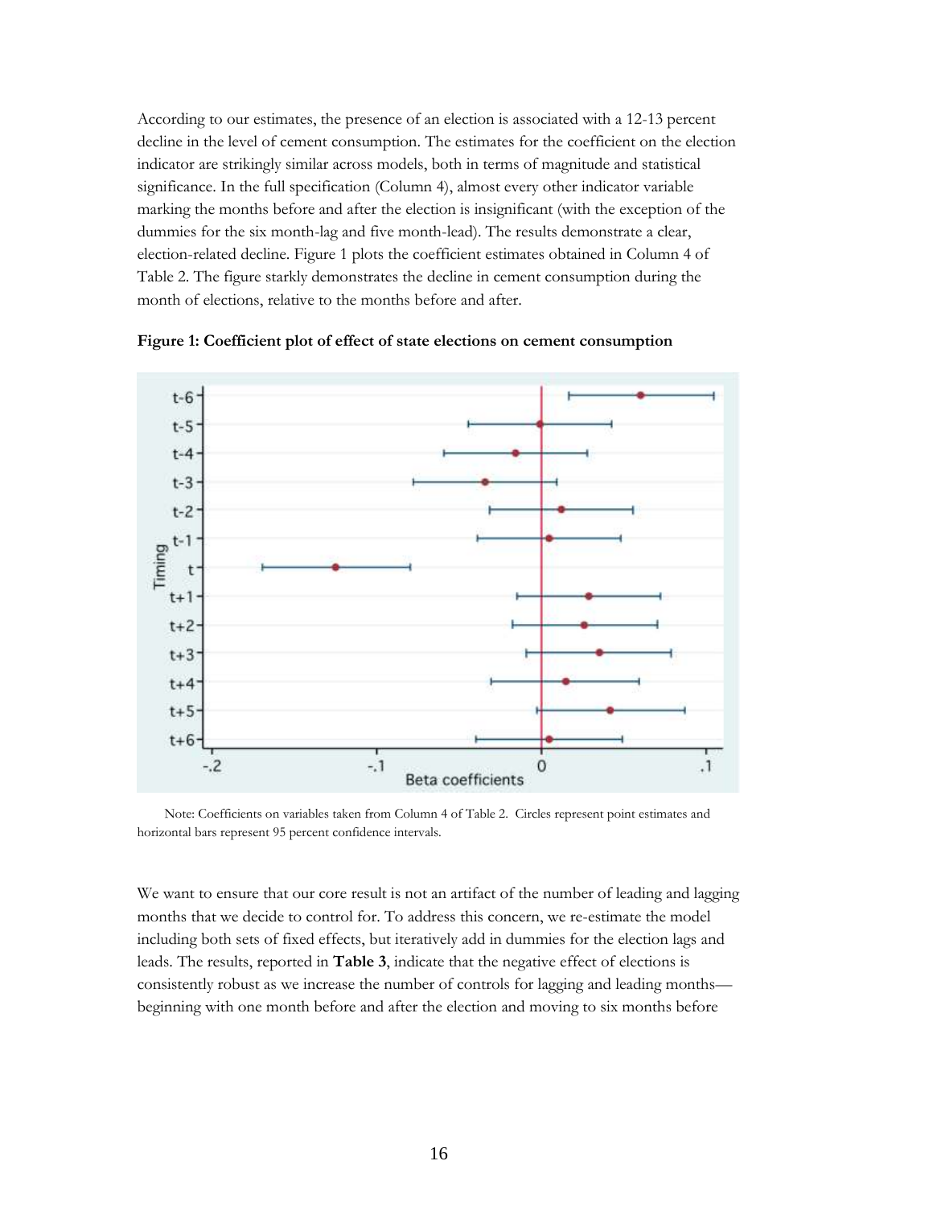According to our estimates, the presence of an election is associated with a 12-13 percent decline in the level of cement consumption. The estimates for the coefficient on the election indicator are strikingly similar across models, both in terms of magnitude and statistical significance. In the full specification (Column 4), almost every other indicator variable marking the months before and after the election is insignificant (with the exception of the dummies for the six month-lag and five month-lead). The results demonstrate a clear, election-related decline. Figure 1 plots the coefficient estimates obtained in Column 4 of Table 2. The figure starkly demonstrates the decline in cement consumption during the month of elections, relative to the months before and after.

**Figure 1: Coefficient plot of effect of state elections on cement consumption**

Note: Coefficients on variables taken from Column 4 of Table 2. Circles represent point estimates and horizontal bars represent 95 percent confidence intervals.

We want to ensure that our core result is not an artifact of the number of leading and lagging months that we decide to control for. To address this concern, we re-estimate the model including both sets of fixed effects, but iteratively add in dummies for the election lags and leads. The results, reported in **Table 3**, indicate that the negative effect of elections is consistently robust as we increase the number of controls for lagging and leading months—beginning with one month before and after the election and moving to six months before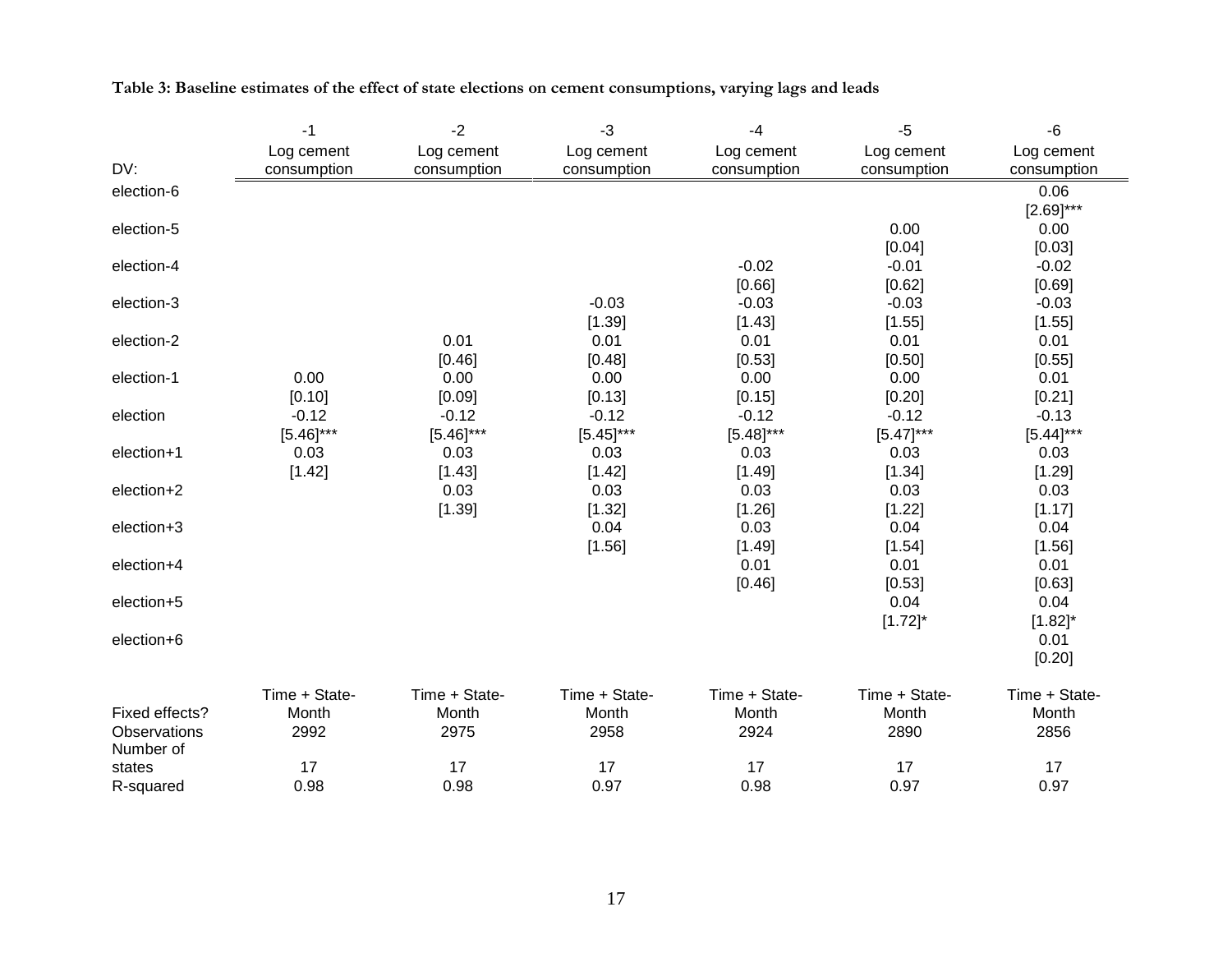**Table 3: Baseline estimates of the effect of state elections on cement consumptions, varying lags and leads**

| | -1 | -2 | -3 | -4 | -5 | -6 |
|---|---|---|---|---|---|---|
| DV: | Log cement consumption | Log cement consumption | Log cement consumption | Log cement consumption | Log cement consumption | Log cement consumption |
| election-6 | | | | | | 0.06 |
| | | | | | | [2.69]*** |
| election-5 | | | | | 0.00 | 0.00 |
| | | | | | [0.04] | [0.03] |
| election-4 | | | | -0.02 | -0.01 | -0.02 |
| | | | | [0.66] | [0.62] | [0.69] |
| election-3 | | | -0.03 | -0.03 | -0.03 | -0.03 |
| | | | [1.39] | [1.43] | [1.55] | [1.55] |
| election-2 | | 0.01 | 0.01 | 0.01 | 0.01 | 0.01 |
| | | [0.46] | [0.48] | [0.53] | [0.50] | [0.55] |
| election-1 | 0.00 | 0.00 | 0.00 | 0.00 | 0.00 | 0.01 |
| | [0.10] | [0.09] | [0.13] | [0.15] | [0.20] | [0.21] |
| election | -0.12 | -0.12 | -0.12 | -0.12 | -0.12 | -0.13 |
| | [5.46]*** | [5.46]*** | [5.45]*** | [5.48]*** | [5.47]*** | [5.44]*** |
| election+1 | 0.03 | 0.03 | 0.03 | 0.03 | 0.03 | 0.03 |
| | [1.42] | [1.43] | [1.42] | [1.49] | [1.34] | [1.29] |
| election+2 | | 0.03 | 0.03 | 0.03 | 0.03 | 0.03 |
| | | [1.39] | [1.32] | [1.26] | [1.22] | [1.17] |
| election+3 | | | 0.04 | 0.03 | 0.04 | 0.04 |
| | | | [1.56] | [1.49] | [1.54] | [1.56] |
| election+4 | | | | 0.01 | 0.01 | 0.01 |
| | | | | [0.46] | [0.53] | [0.63] |
| election+5 | | | | | 0.04 | 0.04 |
| | | | | | [1.72]* | [1.82]* |
| election+6 | | | | | | 0.01 |
| | | | | | | [0.20] |
| Fixed effects? | Time + State-Month | Time + State-Month | Time + State-Month | Time + State-Month | Time + State-Month | Time + State-Month |
| Observations | 2992 | 2975 | 2958 | 2924 | 2890 | 2856 |
| Number of states | 17 | 17 | 17 | 17 | 17 | 17 |
| R-squared | 0.98 | 0.98 | 0.97 | 0.98 | 0.97 | 0.97 |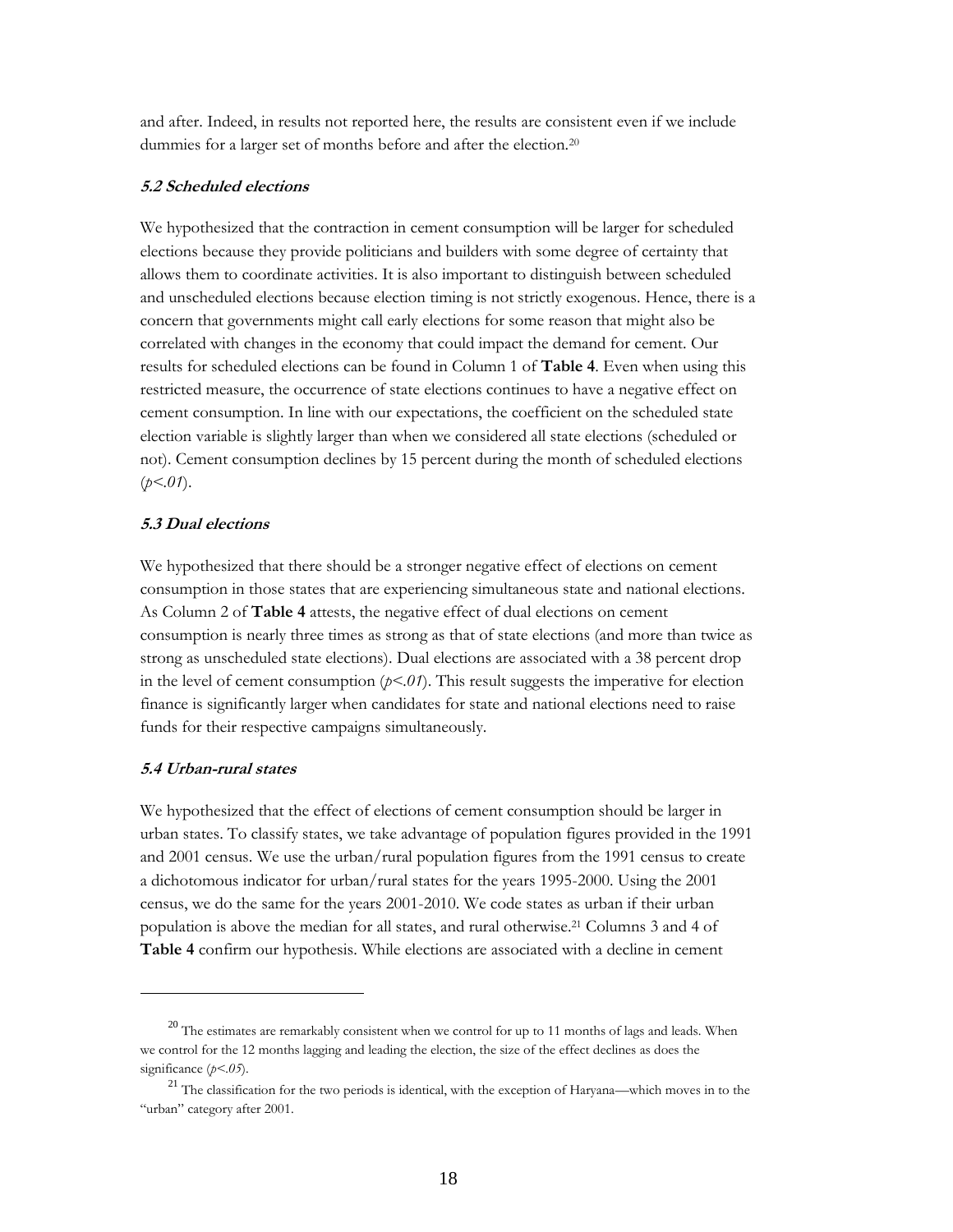and after. Indeed, in results not reported here, the results are consistent even if we include dummies for a larger set of months before and after the election.[20]

#### *5.2 Scheduled elections*

We hypothesized that the contraction in cement consumption will be larger for scheduled elections because they provide politicians and builders with some degree of certainty that allows them to coordinate activities. It is also important to distinguish between scheduled and unscheduled elections because election timing is not strictly exogenous. Hence, there is a concern that governments might call early elections for some reason that might also be correlated with changes in the economy that could impact the demand for cement. Our results for scheduled elections can be found in Column 1 of **Table 4**. Even when using this restricted measure, the occurrence of state elections continues to have a negative effect on cement consumption. In line with our expectations, the coefficient on the scheduled state election variable is slightly larger than when we considered all state elections (scheduled or not). Cement consumption declines by 15 percent during the month of scheduled elections ($p<.01$).

#### *5.3 Dual elections*

We hypothesized that there should be a stronger negative effect of elections on cement consumption in those states that are experiencing simultaneous state and national elections. As Column 2 of **Table 4** attests, the negative effect of dual elections on cement consumption is nearly three times as strong as that of state elections (and more than twice as strong as unscheduled state elections). Dual elections are associated with a 38 percent drop in the level of cement consumption ($p<.01$). This result suggests the imperative for election finance is significantly larger when candidates for state and national elections need to raise funds for their respective campaigns simultaneously.

#### *5.4 Urban-rural states*

We hypothesized that the effect of elections of cement consumption should be larger in urban states. To classify states, we take advantage of population figures provided in the 1991 and 2001 census. We use the urban/rural population figures from the 1991 census to create a dichotomous indicator for urban/rural states for the years 1995-2000. Using the 2001 census, we do the same for the years 2001-2010. We code states as urban if their urban population is above the median for all states, and rural otherwise.[21] Columns 3 and 4 of **Table 4** confirm our hypothesis. While elections are associated with a decline in cement

---

[20] The estimates are remarkably consistent when we control for up to 11 months of lags and leads. When we control for the 12 months lagging and leading the election, the size of the effect declines as does the significance ($p<.05$).

[21] The classification for the two periods is identical, with the exception of Haryana—which moves in to the "urban" category after 2001.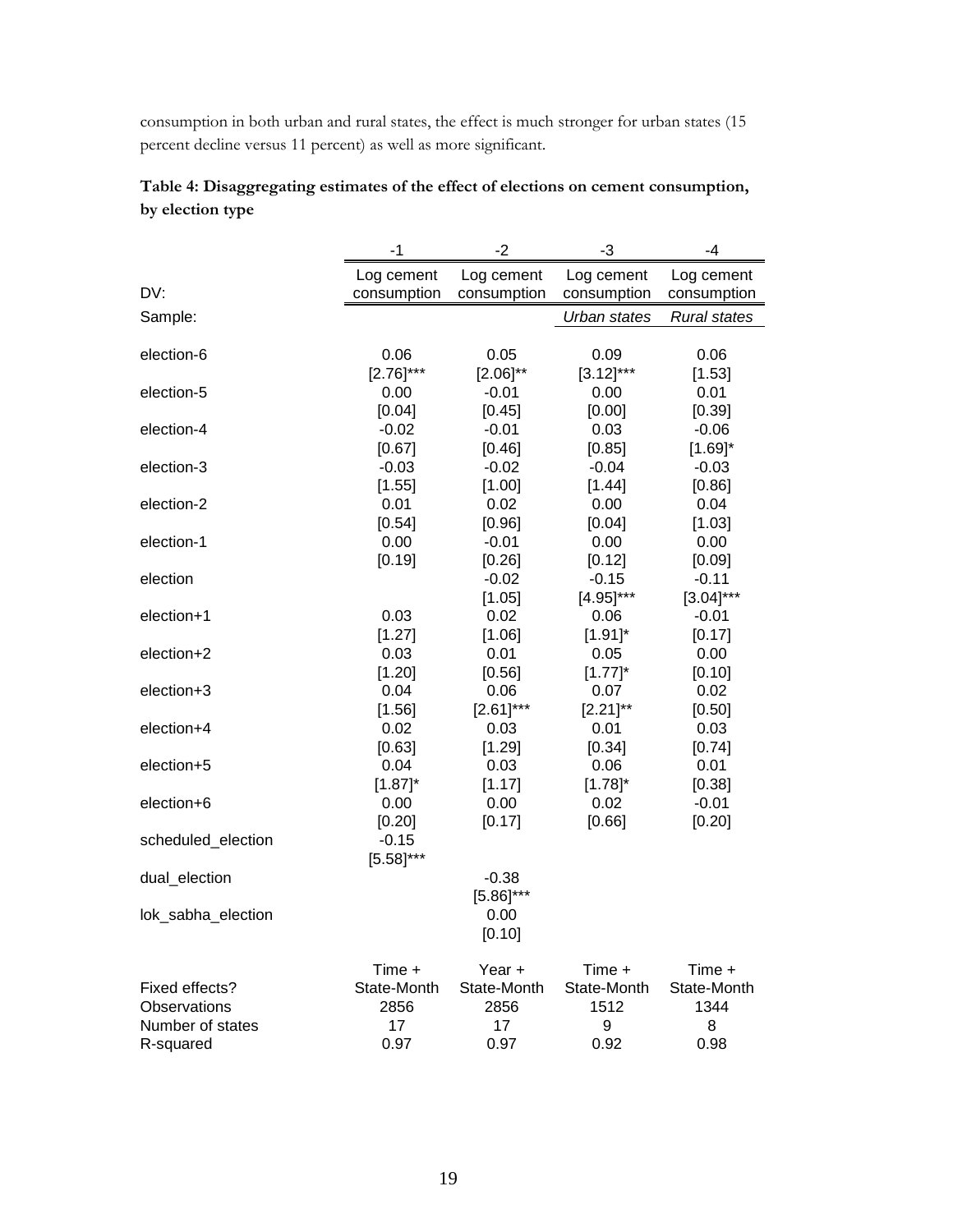consumption in both urban and rural states, the effect is much stronger for urban states (15 percent decline versus 11 percent) as well as more significant.

**Table 4: Disaggregating estimates of the effect of elections on cement consumption, by election type**

| | -1 | -2 | -3 | -4 |
|---|---|---|---|---|
| DV: | Log cement consumption | Log cement consumption | Log cement consumption | Log cement consumption |
| Sample: | | | *Urban states* | *Rural states* |
| election-6 | 0.06 | 0.05 | 0.09 | 0.06 |
| | [2.76]*** | [2.06]** | [3.12]*** | [1.53] |
| election-5 | 0.00 | -0.01 | 0.00 | 0.01 |
| | [0.04] | [0.45] | [0.00] | [0.39] |
| election-4 | -0.02 | -0.01 | 0.03 | -0.06 |
| | [0.67] | [0.46] | [0.85] | [1.69]* |
| election-3 | -0.03 | -0.02 | -0.04 | -0.03 |
| | [1.55] | [1.00] | [1.44] | [0.86] |
| election-2 | 0.01 | 0.02 | 0.00 | 0.04 |
| | [0.54] | [0.96] | [0.04] | [1.03] |
| election-1 | 0.00 | -0.01 | 0.00 | 0.00 |
| | [0.19] | [0.26] | [0.12] | [0.09] |
| election | | -0.02 | -0.15 | -0.11 |
| | | [1.05] | [4.95]*** | [3.04]*** |
| election+1 | 0.03 | 0.02 | 0.06 | -0.01 |
| | [1.27] | [1.06] | [1.91]* | [0.17] |
| election+2 | 0.03 | 0.01 | 0.05 | 0.00 |
| | [1.20] | [0.56] | [1.77]* | [0.10] |
| election+3 | 0.04 | 0.06 | 0.07 | 0.02 |
| | [1.56] | [2.61]*** | [2.21]** | [0.50] |
| election+4 | 0.02 | 0.03 | 0.01 | 0.03 |
| | [0.63] | [1.29] | [0.34] | [0.74] |
| election+5 | 0.04 | 0.03 | 0.06 | 0.01 |
| | [1.87]* | [1.17] | [1.78]* | [0.38] |
| election+6 | 0.00 | 0.00 | 0.02 | -0.01 |
| | [0.20] | [0.17] | [0.66] | [0.20] |
| scheduled_election | -0.15 | | | |
| | [5.58]*** | | | |
| dual_election | | -0.38 | | |
| | | [5.86]*** | | |
| lok_sabha_election | | 0.00 | | |
| | | [0.10] | | |
| Fixed effects? | Time + State-Month | Year + State-Month | Time + State-Month | Time + State-Month |
| Observations | 2856 | 2856 | 1512 | 1344 |
| Number of states | 17 | 17 | 9 | 8 |
| R-squared | 0.97 | 0.97 | 0.92 | 0.98 |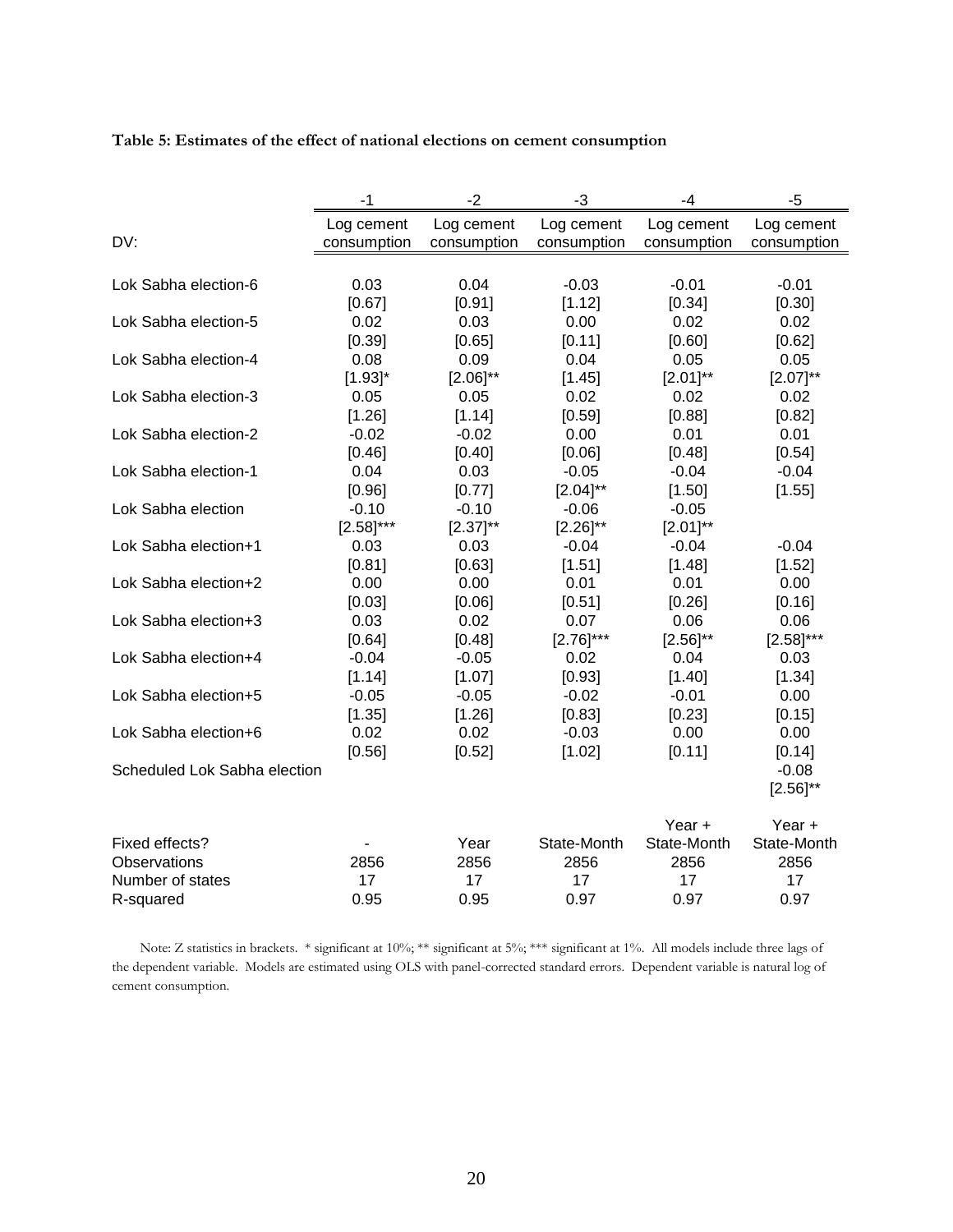**Table 5: Estimates of the effect of national elections on cement consumption**

| | -1 | -2 | -3 | -4 | -5 |
|---|---|---|---|---|---|
| DV: | Log cement consumption | Log cement consumption | Log cement consumption | Log cement consumption | Log cement consumption |
| Lok Sabha election-6 | 0.03 | 0.04 | -0.03 | -0.01 | -0.01 |
| | [0.67] | [0.91] | [1.12] | [0.34] | [0.30] |
| Lok Sabha election-5 | 0.02 | 0.03 | 0.00 | 0.02 | 0.02 |
| | [0.39] | [0.65] | [0.11] | [0.60] | [0.62] |
| Lok Sabha election-4 | 0.08 | 0.09 | 0.04 | 0.05 | 0.05 |
| | [1.93]* | [2.06]** | [1.45] | [2.01]** | [2.07]** |
| Lok Sabha election-3 | 0.05 | 0.05 | 0.02 | 0.02 | 0.02 |
| | [1.26] | [1.14] | [0.59] | [0.88] | [0.82] |
| Lok Sabha election-2 | -0.02 | -0.02 | 0.00 | 0.01 | 0.01 |
| | [0.46] | [0.40] | [0.06] | [0.48] | [0.54] |
| Lok Sabha election-1 | 0.04 | 0.03 | -0.05 | -0.04 | -0.04 |
| | [0.96] | [0.77] | [2.04]** | [1.50] | [1.55] |
| Lok Sabha election | -0.10 | -0.10 | -0.06 | -0.05 | |
| | [2.58]*** | [2.37]** | [2.26]** | [2.01]** | |
| Lok Sabha election+1 | 0.03 | 0.03 | -0.04 | -0.04 | -0.04 |
| | [0.81] | [0.63] | [1.51] | [1.48] | [1.52] |
| Lok Sabha election+2 | 0.00 | 0.00 | 0.01 | 0.01 | 0.00 |
| | [0.03] | [0.06] | [0.51] | [0.26] | [0.16] |
| Lok Sabha election+3 | 0.03 | 0.02 | 0.07 | 0.06 | 0.06 |
| | [0.64] | [0.48] | [2.76]*** | [2.56]** | [2.58]*** |
| Lok Sabha election+4 | -0.04 | -0.05 | 0.02 | 0.04 | 0.03 |
| | [1.14] | [1.07] | [0.93] | [1.40] | [1.34] |
| Lok Sabha election+5 | -0.05 | -0.05 | -0.02 | -0.01 | 0.00 |
| | [1.35] | [1.26] | [0.83] | [0.23] | [0.15] |
| Lok Sabha election+6 | 0.02 | 0.02 | -0.03 | 0.00 | 0.00 |
| | [0.56] | [0.52] | [1.02] | [0.11] | [0.14] |
| Scheduled Lok Sabha election | | | | | -0.08 |
| | | | | | [2.56]** |
| Fixed effects? | - | Year | State-Month | Year + State-Month | Year + State-Month |
| Observations | 2856 | 2856 | 2856 | 2856 | 2856 |
| Number of states | 17 | 17 | 17 | 17 | 17 |
| R-squared | 0.95 | 0.95 | 0.97 | 0.97 | 0.97 |

Note: Z statistics in brackets. * significant at 10%; ** significant at 5%; *** significant at 1%. All models include three lags of the dependent variable. Models are estimated using OLS with panel-corrected standard errors. Dependent variable is natural log of cement consumption.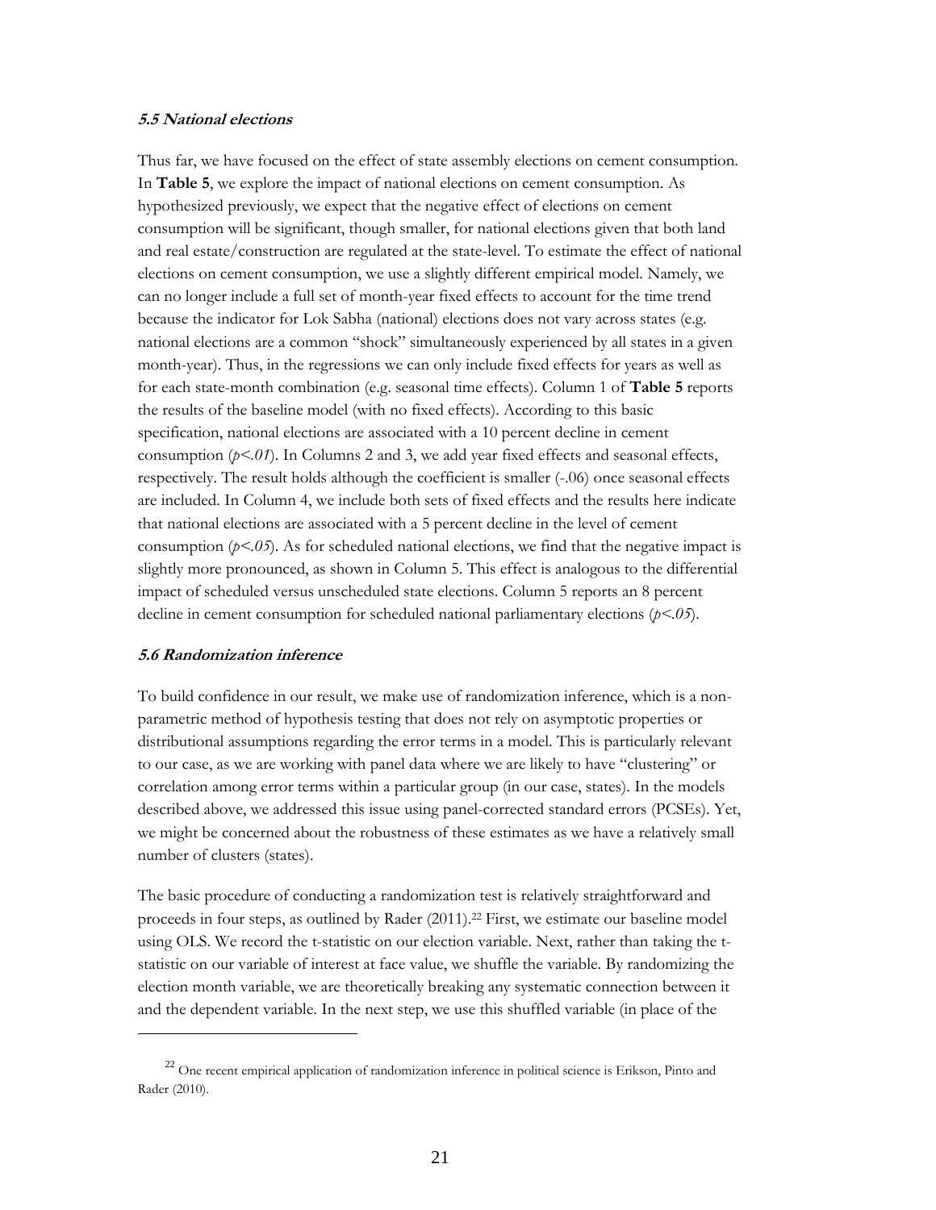#### ***5.5 National elections***

Thus far, we have focused on the effect of state assembly elections on cement consumption. In **Table 5**, we explore the impact of national elections on cement consumption. As hypothesized previously, we expect that the negative effect of elections on cement consumption will be significant, though smaller, for national elections given that both land and real estate/construction are regulated at the state-level. To estimate the effect of national elections on cement consumption, we use a slightly different empirical model. Namely, we can no longer include a full set of month-year fixed effects to account for the time trend because the indicator for Lok Sabha (national) elections does not vary across states (e.g. national elections are a common "shock" simultaneously experienced by all states in a given month-year). Thus, in the regressions we can only include fixed effects for years as well as for each state-month combination (e.g. seasonal time effects). Column 1 of **Table 5** reports the results of the baseline model (with no fixed effects). According to this basic specification, national elections are associated with a 10 percent decline in cement consumption ($p<.01$). In Columns 2 and 3, we add year fixed effects and seasonal effects, respectively. The result holds although the coefficient is smaller (-.06) once seasonal effects are included. In Column 4, we include both sets of fixed effects and the results here indicate that national elections are associated with a 5 percent decline in the level of cement consumption ($p<.05$). As for scheduled national elections, we find that the negative impact is slightly more pronounced, as shown in Column 5. This effect is analogous to the differential impact of scheduled versus unscheduled state elections. Column 5 reports an 8 percent decline in cement consumption for scheduled national parliamentary elections ($p<.05$).

#### ***5.6 Randomization inference***

To build confidence in our result, we make use of randomization inference, which is a non-parametric method of hypothesis testing that does not rely on asymptotic properties or distributional assumptions regarding the error terms in a model. This is particularly relevant to our case, as we are working with panel data where we are likely to have "clustering" or correlation among error terms within a particular group (in our case, states). In the models described above, we addressed this issue using panel-corrected standard errors (PCSEs). Yet, we might be concerned about the robustness of these estimates as we have a relatively small number of clusters (states).

The basic procedure of conducting a randomization test is relatively straightforward and proceeds in four steps, as outlined by Rader (2011).[22] First, we estimate our baseline model using OLS. We record the t-statistic on our election variable. Next, rather than taking the t-statistic on our variable of interest at face value, we shuffle the variable. By randomizing the election month variable, we are theoretically breaking any systematic connection between it and the dependent variable. In the next step, we use this shuffled variable (in place of the

---

[22] One recent empirical application of randomization inference in political science is Erikson, Pinto and Rader (2010).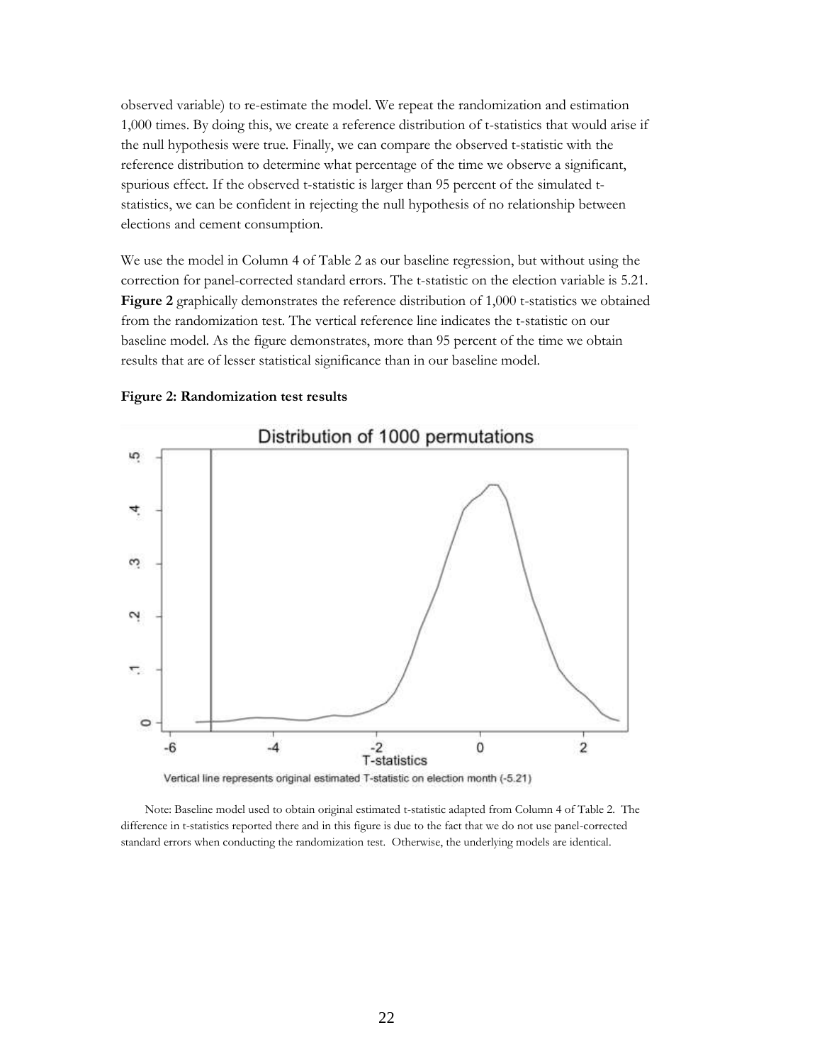observed variable) to re-estimate the model. We repeat the randomization and estimation 1,000 times. By doing this, we create a reference distribution of t-statistics that would arise if the null hypothesis were true. Finally, we can compare the observed t-statistic with the reference distribution to determine what percentage of the time we observe a significant, spurious effect. If the observed t-statistic is larger than 95 percent of the simulated t-statistics, we can be confident in rejecting the null hypothesis of no relationship between elections and cement consumption.

We use the model in Column 4 of Table 2 as our baseline regression, but without using the correction for panel-corrected standard errors. The t-statistic on the election variable is 5.21. **Figure 2** graphically demonstrates the reference distribution of 1,000 t-statistics we obtained from the randomization test. The vertical reference line indicates the t-statistic on our baseline model. As the figure demonstrates, more than 95 percent of the time we obtain results that are of lesser statistical significance than in our baseline model.

**Figure 2: Randomization test results**

Distribution of 1000 permutations

Vertical line represents original estimated T-statistic on election month (-5.21)

Note: Baseline model used to obtain original estimated t-statistic adapted from Column 4 of Table 2. The difference in t-statistics reported there and in this figure is due to the fact that we do not use panel-corrected standard errors when conducting the randomization test. Otherwise, the underlying models are identical.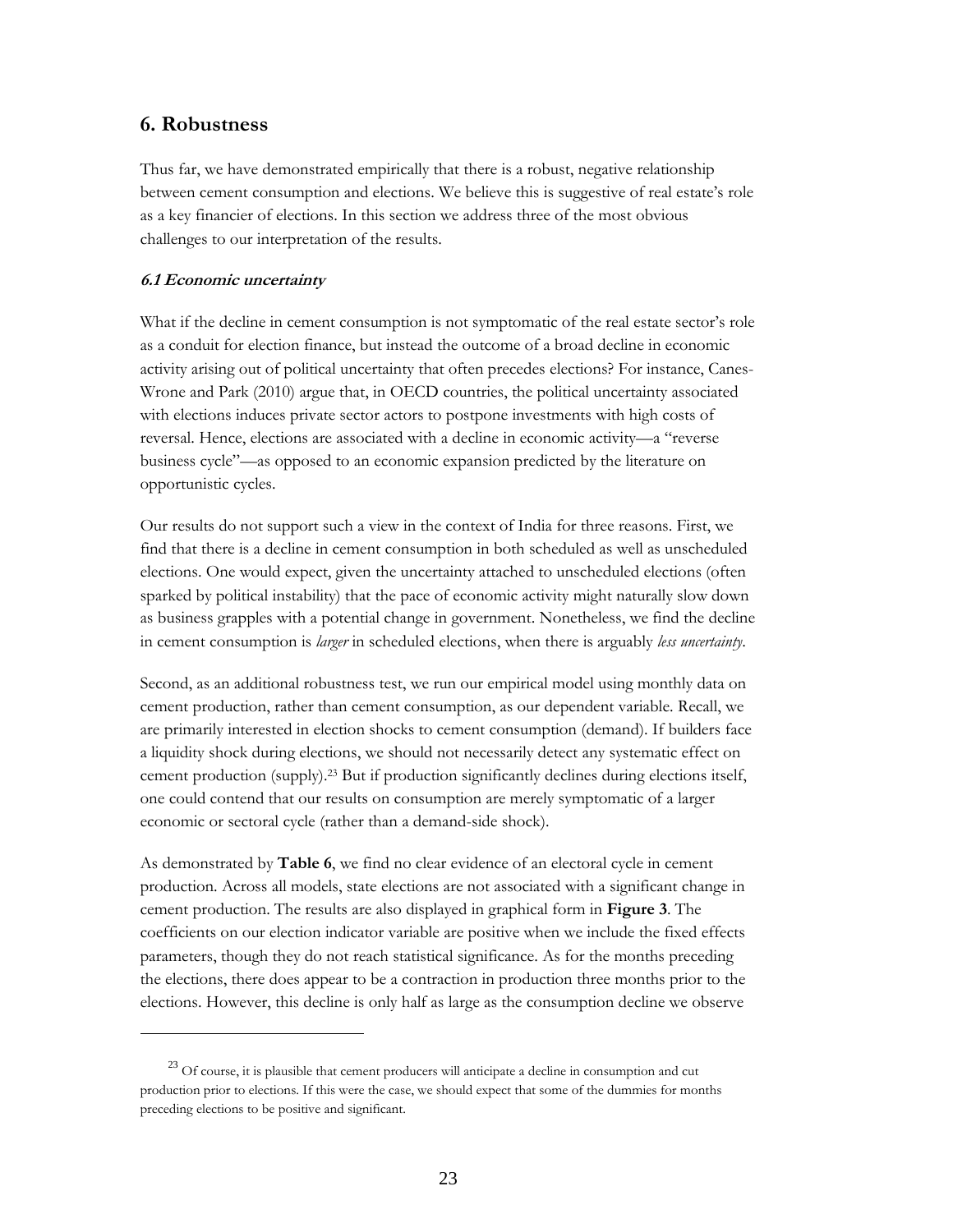## 6. Robustness

Thus far, we have demonstrated empirically that there is a robust, negative relationship between cement consumption and elections. We believe this is suggestive of real estate's role as a key financier of elections. In this section we address three of the most obvious challenges to our interpretation of the results.

### 6.1 Economic uncertainty

What if the decline in cement consumption is not symptomatic of the real estate sector's role as a conduit for election finance, but instead the outcome of a broad decline in economic activity arising out of political uncertainty that often precedes elections? For instance, Canes-Wrone and Park (2010) argue that, in OECD countries, the political uncertainty associated with elections induces private sector actors to postpone investments with high costs of reversal. Hence, elections are associated with a decline in economic activity—a "reverse business cycle"—as opposed to an economic expansion predicted by the literature on opportunistic cycles.

Our results do not support such a view in the context of India for three reasons. First, we find that there is a decline in cement consumption in both scheduled as well as unscheduled elections. One would expect, given the uncertainty attached to unscheduled elections (often sparked by political instability) that the pace of economic activity might naturally slow down as business grapples with a potential change in government. Nonetheless, we find the decline in cement consumption is *larger* in scheduled elections, when there is arguably *less uncertainty*.

Second, as an additional robustness test, we run our empirical model using monthly data on cement production, rather than cement consumption, as our dependent variable. Recall, we are primarily interested in election shocks to cement consumption (demand). If builders face a liquidity shock during elections, we should not necessarily detect any systematic effect on cement production (supply).[23] But if production significantly declines during elections itself, one could contend that our results on consumption are merely symptomatic of a larger economic or sectoral cycle (rather than a demand-side shock).

As demonstrated by **Table 6**, we find no clear evidence of an electoral cycle in cement production. Across all models, state elections are not associated with a significant change in cement production. The results are also displayed in graphical form in **Figure 3**. The coefficients on our election indicator variable are positive when we include the fixed effects parameters, though they do not reach statistical significance. As for the months preceding the elections, there does appear to be a contraction in production three months prior to the elections. However, this decline is only half as large as the consumption decline we observe

---

[23] Of course, it is plausible that cement producers will anticipate a decline in consumption and cut production prior to elections. If this were the case, we should expect that some of the dummies for months preceding elections to be positive and significant.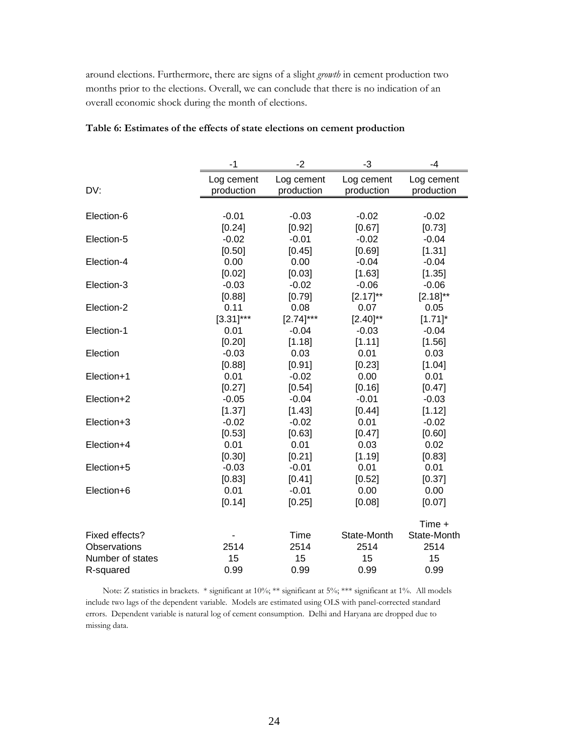around elections. Furthermore, there are signs of a slight *growth* in cement production two months prior to the elections. Overall, we can conclude that there is no indication of an overall economic shock during the month of elections.

**Table 6: Estimates of the effects of state elections on cement production**

| | -1 | -2 | -3 | -4 |
|---|---|---|---|---|
| DV: | Log cement production | Log cement production | Log cement production | Log cement production |
| Election-6 | -0.01 | -0.03 | -0.02 | -0.02 |
| | [0.24] | [0.92] | [0.67] | [0.73] |
| Election-5 | -0.02 | -0.01 | -0.02 | -0.04 |
| | [0.50] | [0.45] | [0.69] | [1.31] |
| Election-4 | 0.00 | 0.00 | -0.04 | -0.04 |
| | [0.02] | [0.03] | [1.63] | [1.35] |
| Election-3 | -0.03 | -0.02 | -0.06 | -0.06 |
| | [0.88] | [0.79] | [2.17]** | [2.18]** |
| Election-2 | 0.11 | 0.08 | 0.07 | 0.05 |
| | [3.31]*** | [2.74]*** | [2.40]** | [1.71]* |
| Election-1 | 0.01 | -0.04 | -0.03 | -0.04 |
| | [0.20] | [1.18] | [1.11] | [1.56] |
| Election | -0.03 | 0.03 | 0.01 | 0.03 |
| | [0.88] | [0.91] | [0.23] | [1.04] |
| Election+1 | 0.01 | -0.02 | 0.00 | 0.01 |
| | [0.27] | [0.54] | [0.16] | [0.47] |
| Election+2 | -0.05 | -0.04 | -0.01 | -0.03 |
| | [1.37] | [1.43] | [0.44] | [1.12] |
| Election+3 | -0.02 | -0.02 | 0.01 | -0.02 |
| | [0.53] | [0.63] | [0.47] | [0.60] |
| Election+4 | 0.01 | 0.01 | 0.03 | 0.02 |
| | [0.30] | [0.21] | [1.19] | [0.83] |
| Election+5 | -0.03 | -0.01 | 0.01 | 0.01 |
| | [0.83] | [0.41] | [0.52] | [0.37] |
| Election+6 | 0.01 | -0.01 | 0.00 | 0.00 |
| | [0.14] | [0.25] | [0.08] | [0.07] |
| Fixed effects? | - | Time | State-Month | Time + State-Month |
| Observations | 2514 | 2514 | 2514 | 2514 |
| Number of states | 15 | 15 | 15 | 15 |
| R-squared | 0.99 | 0.99 | 0.99 | 0.99 |

Note: Z statistics in brackets. * significant at 10%; ** significant at 5%; *** significant at 1%. All models include two lags of the dependent variable. Models are estimated using OLS with panel-corrected standard errors. Dependent variable is natural log of cement consumption. Delhi and Haryana are dropped due to missing data.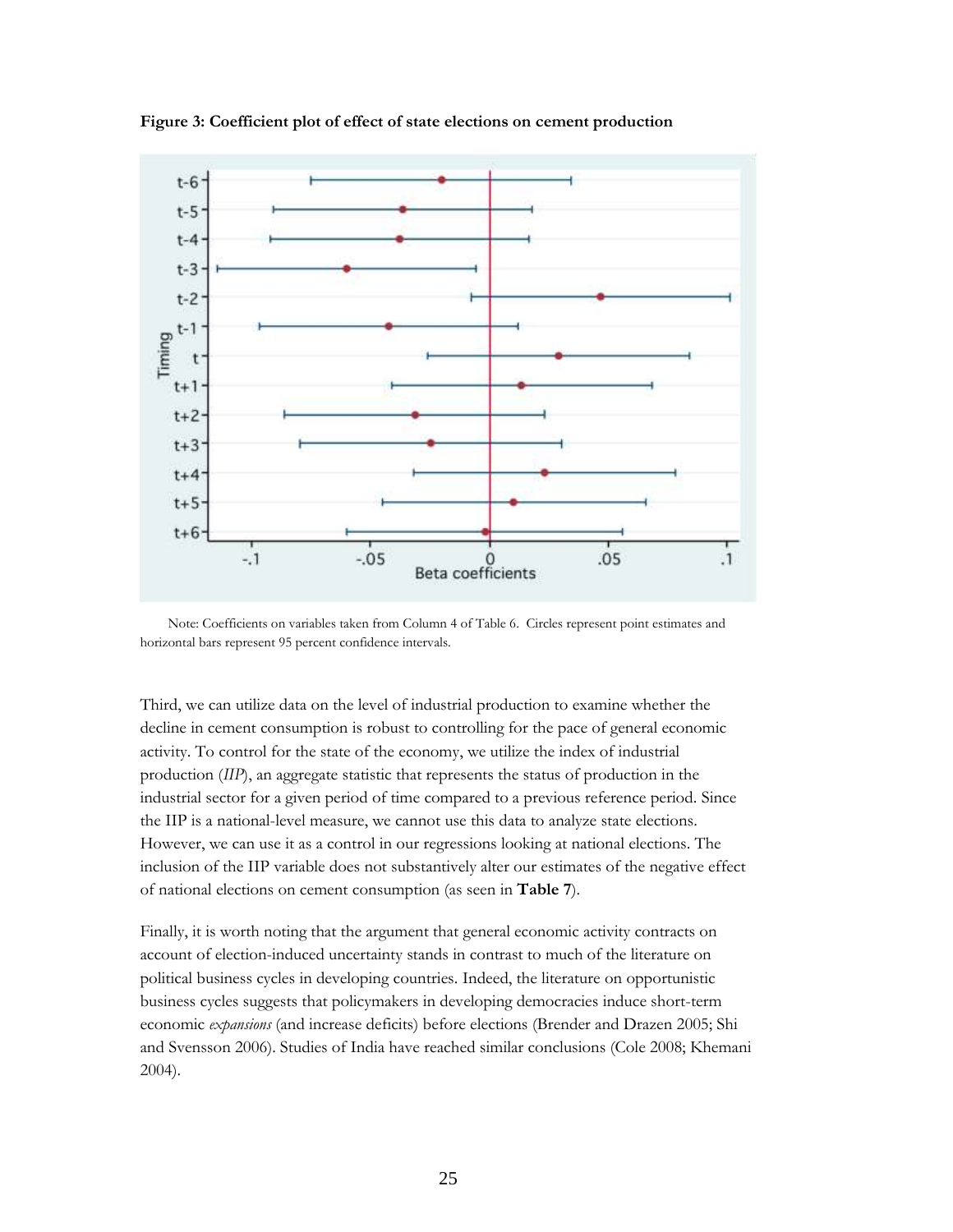**Figure 3: Coefficient plot of effect of state elections on cement production**

Note: Coefficients on variables taken from Column 4 of Table 6. Circles represent point estimates and horizontal bars represent 95 percent confidence intervals.

Third, we can utilize data on the level of industrial production to examine whether the decline in cement consumption is robust to controlling for the pace of general economic activity. To control for the state of the economy, we utilize the index of industrial production (*IIP*), an aggregate statistic that represents the status of production in the industrial sector for a given period of time compared to a previous reference period. Since the IIP is a national-level measure, we cannot use this data to analyze state elections. However, we can use it as a control in our regressions looking at national elections. The inclusion of the IIP variable does not substantively alter our estimates of the negative effect of national elections on cement consumption (as seen in **Table 7**).

Finally, it is worth noting that the argument that general economic activity contracts on account of election-induced uncertainty stands in contrast to much of the literature on political business cycles in developing countries. Indeed, the literature on opportunistic business cycles suggests that policymakers in developing democracies induce short-term economic *expansions* (and increase deficits) before elections (Brender and Drazen 2005; Shi and Svensson 2006). Studies of India have reached similar conclusions (Cole 2008; Khemani 2004).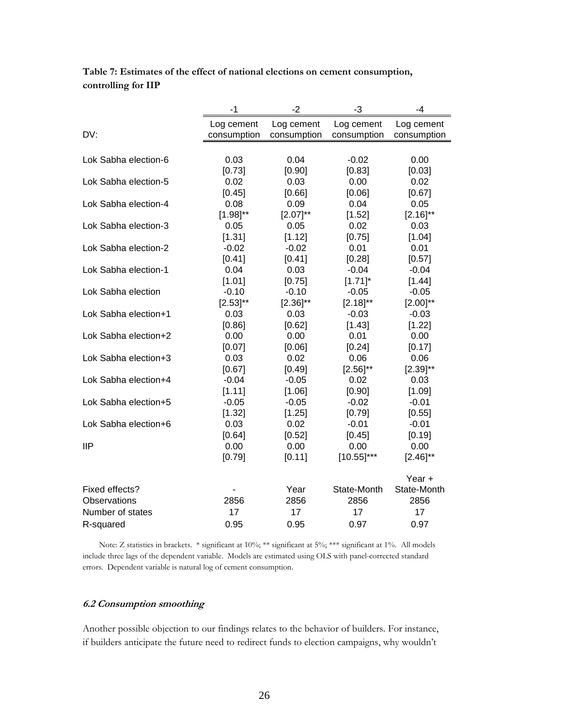**Table 7: Estimates of the effect of national elections on cement consumption, controlling for IIP**

| | -1 | -2 | -3 | -4 |
|---|---|---|---|---|
| DV: | Log cement consumption | Log cement consumption | Log cement consumption | Log cement consumption |
| Lok Sabha election-6 | 0.03 | 0.04 | -0.02 | 0.00 |
| | [0.73] | [0.90] | [0.83] | [0.03] |
| Lok Sabha election-5 | 0.02 | 0.03 | 0.00 | 0.02 |
| | [0.45] | [0.66] | [0.06] | [0.67] |
| Lok Sabha election-4 | 0.08 | 0.09 | 0.04 | 0.05 |
| | [1.98]** | [2.07]** | [1.52] | [2.16]** |
| Lok Sabha election-3 | 0.05 | 0.05 | 0.02 | 0.03 |
| | [1.31] | [1.12] | [0.75] | [1.04] |
| Lok Sabha election-2 | -0.02 | -0.02 | 0.01 | 0.01 |
| | [0.41] | [0.41] | [0.28] | [0.57] |
| Lok Sabha election-1 | 0.04 | 0.03 | -0.04 | -0.04 |
| | [1.01] | [0.75] | [1.71]* | [1.44] |
| Lok Sabha election | -0.10 | -0.10 | -0.05 | -0.05 |
| | [2.53]** | [2.36]** | [2.18]** | [2.00]** |
| Lok Sabha election+1 | 0.03 | 0.03 | -0.03 | -0.03 |
| | [0.86] | [0.62] | [1.43] | [1.22] |
| Lok Sabha election+2 | 0.00 | 0.00 | 0.01 | 0.00 |
| | [0.07] | [0.06] | [0.24] | [0.17] |
| Lok Sabha election+3 | 0.03 | 0.02 | 0.06 | 0.06 |
| | [0.67] | [0.49] | [2.56]** | [2.39]** |
| Lok Sabha election+4 | -0.04 | -0.05 | 0.02 | 0.03 |
| | [1.11] | [1.06] | [0.90] | [1.09] |
| Lok Sabha election+5 | -0.05 | -0.05 | -0.02 | -0.01 |
| | [1.32] | [1.25] | [0.79] | [0.55] |
| Lok Sabha election+6 | 0.03 | 0.02 | -0.01 | -0.01 |
| | [0.64] | [0.52] | [0.45] | [0.19] |
| IIP | 0.00 | 0.00 | 0.00 | 0.00 |
| | [0.79] | [0.11] | [10.55]*** | [2.46]** |
| Fixed effects? | - | Year | State-Month | Year + State-Month |
| Observations | 2856 | 2856 | 2856 | 2856 |
| Number of states | 17 | 17 | 17 | 17 |
| R-squared | 0.95 | 0.95 | 0.97 | 0.97 |

Note: Z statistics in brackets. * significant at 10%; ** significant at 5%; *** significant at 1%. All models include three lags of the dependent variable. Models are estimated using OLS with panel-corrected standard errors. Dependent variable is natural log of cement consumption.

### *6.2 Consumption smoothing*

Another possible objection to our findings relates to the behavior of builders. For instance, if builders anticipate the future need to redirect funds to election campaigns, why wouldn't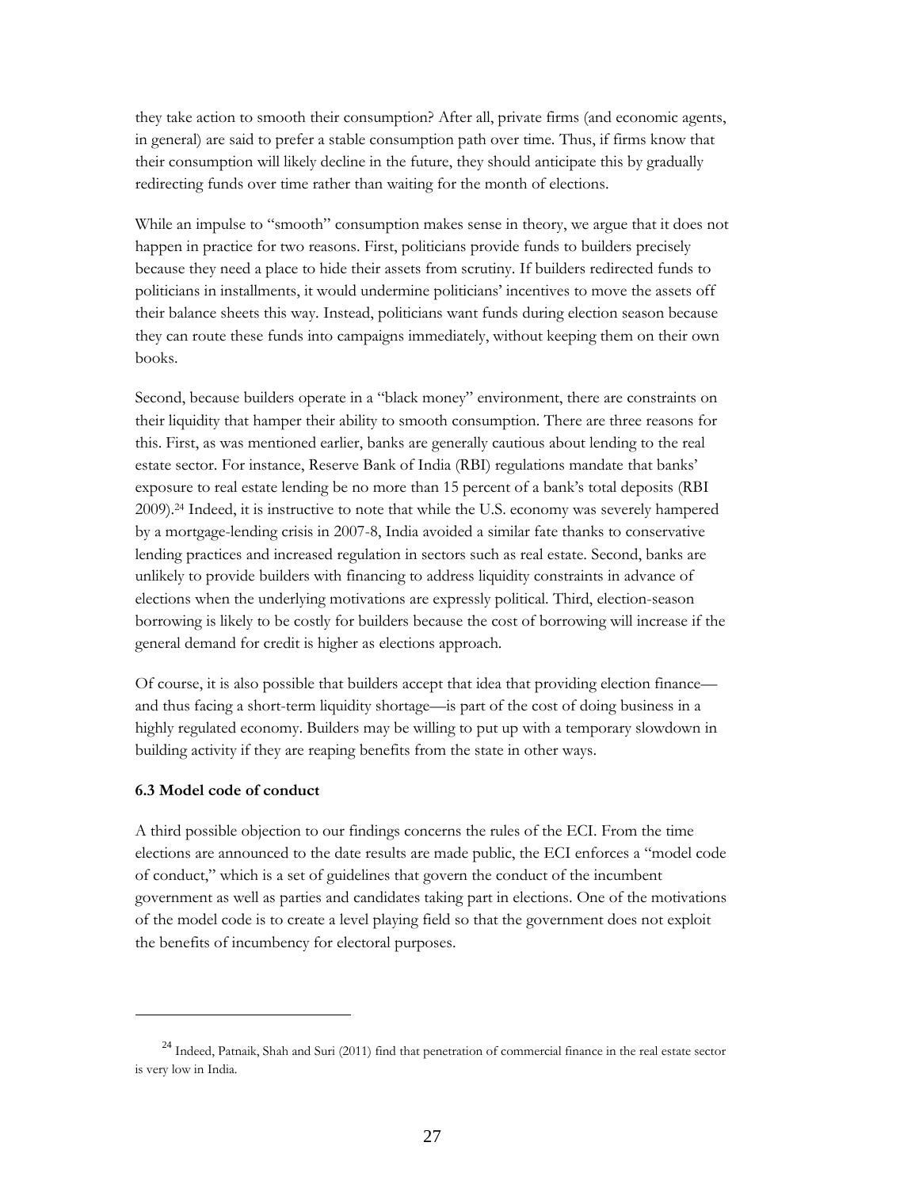they take action to smooth their consumption? After all, private firms (and economic agents, in general) are said to prefer a stable consumption path over time. Thus, if firms know that their consumption will likely decline in the future, they should anticipate this by gradually redirecting funds over time rather than waiting for the month of elections.

While an impulse to "smooth" consumption makes sense in theory, we argue that it does not happen in practice for two reasons. First, politicians provide funds to builders precisely because they need a place to hide their assets from scrutiny. If builders redirected funds to politicians in installments, it would undermine politicians' incentives to move the assets off their balance sheets this way. Instead, politicians want funds during election season because they can route these funds into campaigns immediately, without keeping them on their own books.

Second, because builders operate in a "black money" environment, there are constraints on their liquidity that hamper their ability to smooth consumption. There are three reasons for this. First, as was mentioned earlier, banks are generally cautious about lending to the real estate sector. For instance, Reserve Bank of India (RBI) regulations mandate that banks' exposure to real estate lending be no more than 15 percent of a bank's total deposits (RBI 2009).[24] Indeed, it is instructive to note that while the U.S. economy was severely hampered by a mortgage-lending crisis in 2007-8, India avoided a similar fate thanks to conservative lending practices and increased regulation in sectors such as real estate. Second, banks are unlikely to provide builders with financing to address liquidity constraints in advance of elections when the underlying motivations are expressly political. Third, election-season borrowing is likely to be costly for builders because the cost of borrowing will increase if the general demand for credit is higher as elections approach.

Of course, it is also possible that builders accept that idea that providing election finance—and thus facing a short-term liquidity shortage—is part of the cost of doing business in a highly regulated economy. Builders may be willing to put up with a temporary slowdown in building activity if they are reaping benefits from the state in other ways.

### 6.3 Model code of conduct

A third possible objection to our findings concerns the rules of the ECI. From the time elections are announced to the date results are made public, the ECI enforces a "model code of conduct," which is a set of guidelines that govern the conduct of the incumbent government as well as parties and candidates taking part in elections. One of the motivations of the model code is to create a level playing field so that the government does not exploit the benefits of incumbency for electoral purposes.

---

[24] Indeed, Patnaik, Shah and Suri (2011) find that penetration of commercial finance in the real estate sector is very low in India.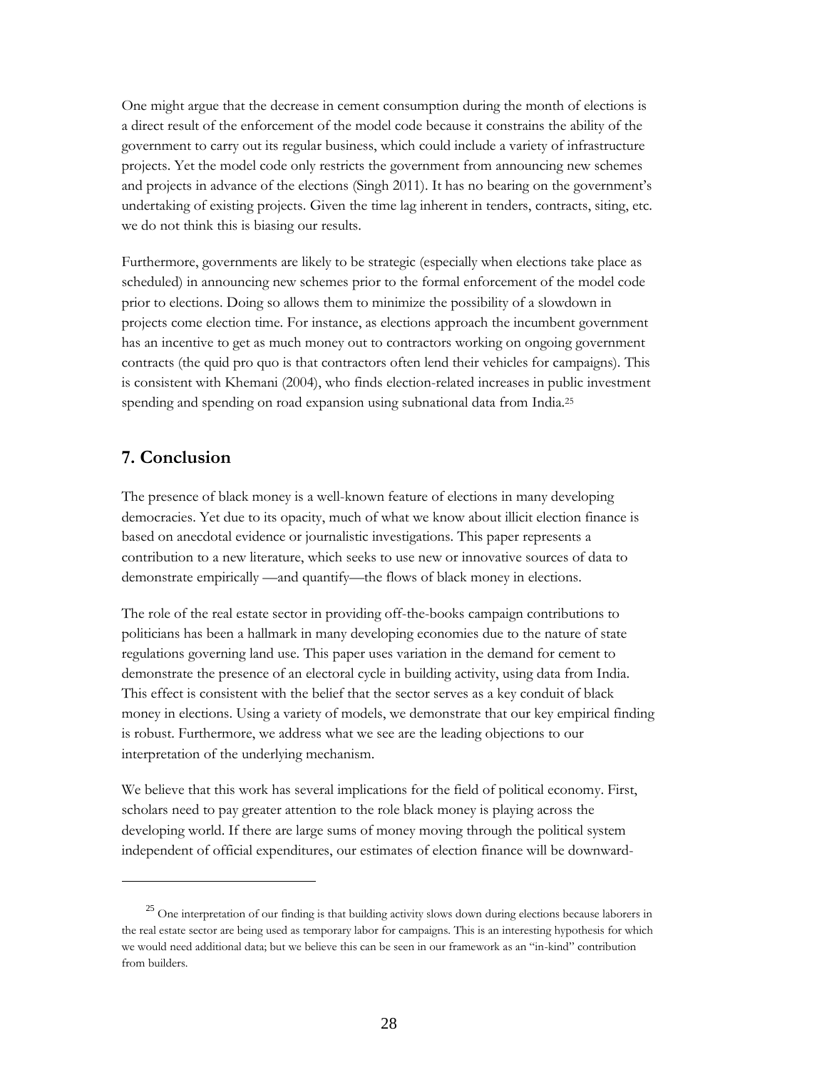One might argue that the decrease in cement consumption during the month of elections is a direct result of the enforcement of the model code because it constrains the ability of the government to carry out its regular business, which could include a variety of infrastructure projects. Yet the model code only restricts the government from announcing new schemes and projects in advance of the elections (Singh 2011). It has no bearing on the government's undertaking of existing projects. Given the time lag inherent in tenders, contracts, siting, etc. we do not think this is biasing our results.

Furthermore, governments are likely to be strategic (especially when elections take place as scheduled) in announcing new schemes prior to the formal enforcement of the model code prior to elections. Doing so allows them to minimize the possibility of a slowdown in projects come election time. For instance, as elections approach the incumbent government has an incentive to get as much money out to contractors working on ongoing government contracts (the quid pro quo is that contractors often lend their vehicles for campaigns). This is consistent with Khemani (2004), who finds election-related increases in public investment spending and spending on road expansion using subnational data from India.[25]

## 7. Conclusion

The presence of black money is a well-known feature of elections in many developing democracies. Yet due to its opacity, much of what we know about illicit election finance is based on anecdotal evidence or journalistic investigations. This paper represents a contribution to a new literature, which seeks to use new or innovative sources of data to demonstrate empirically —and quantify—the flows of black money in elections.

The role of the real estate sector in providing off-the-books campaign contributions to politicians has been a hallmark in many developing economies due to the nature of state regulations governing land use. This paper uses variation in the demand for cement to demonstrate the presence of an electoral cycle in building activity, using data from India. This effect is consistent with the belief that the sector serves as a key conduit of black money in elections. Using a variety of models, we demonstrate that our key empirical finding is robust. Furthermore, we address what we see are the leading objections to our interpretation of the underlying mechanism.

We believe that this work has several implications for the field of political economy. First, scholars need to pay greater attention to the role black money is playing across the developing world. If there are large sums of money moving through the political system independent of official expenditures, our estimates of election finance will be downward-

[25] One interpretation of our finding is that building activity slows down during elections because laborers in the real estate sector are being used as temporary labor for campaigns. This is an interesting hypothesis for which we would need additional data; but we believe this can be seen in our framework as an "in-kind" contribution from builders.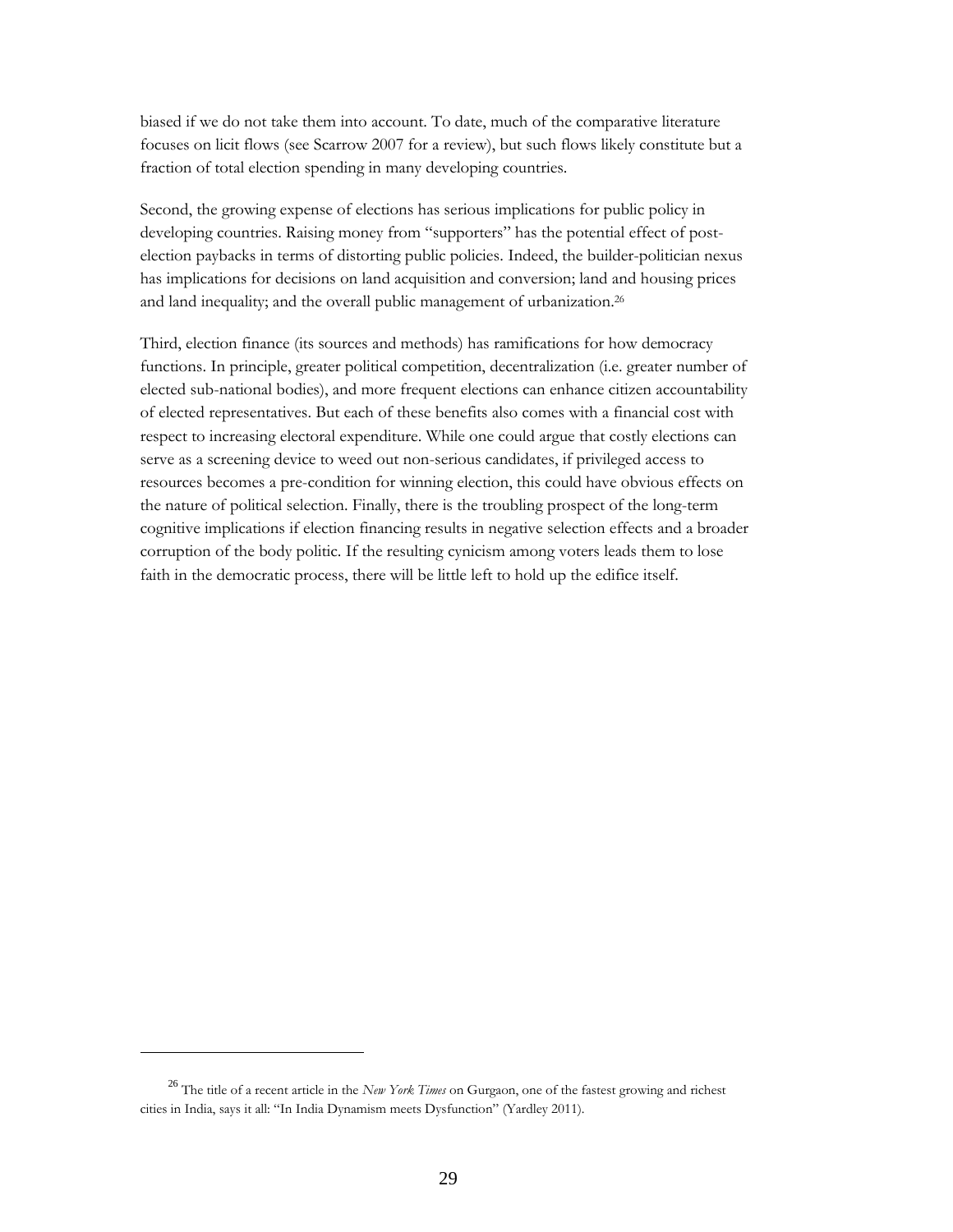biased if we do not take them into account. To date, much of the comparative literature focuses on licit flows (see Scarrow 2007 for a review), but such flows likely constitute but a fraction of total election spending in many developing countries.

Second, the growing expense of elections has serious implications for public policy in developing countries. Raising money from "supporters" has the potential effect of post-election paybacks in terms of distorting public policies. Indeed, the builder-politician nexus has implications for decisions on land acquisition and conversion; land and housing prices and land inequality; and the overall public management of urbanization.[26]

Third, election finance (its sources and methods) has ramifications for how democracy functions. In principle, greater political competition, decentralization (i.e. greater number of elected sub-national bodies), and more frequent elections can enhance citizen accountability of elected representatives. But each of these benefits also comes with a financial cost with respect to increasing electoral expenditure. While one could argue that costly elections can serve as a screening device to weed out non-serious candidates, if privileged access to resources becomes a pre-condition for winning election, this could have obvious effects on the nature of political selection. Finally, there is the troubling prospect of the long-term cognitive implications if election financing results in negative selection effects and a broader corruption of the body politic. If the resulting cynicism among voters leads them to lose faith in the democratic process, there will be little left to hold up the edifice itself.

---

[26] The title of a recent article in the *New York Times* on Gurgaon, one of the fastest growing and richest cities in India, says it all: "In India Dynamism meets Dysfunction" (Yardley 2011).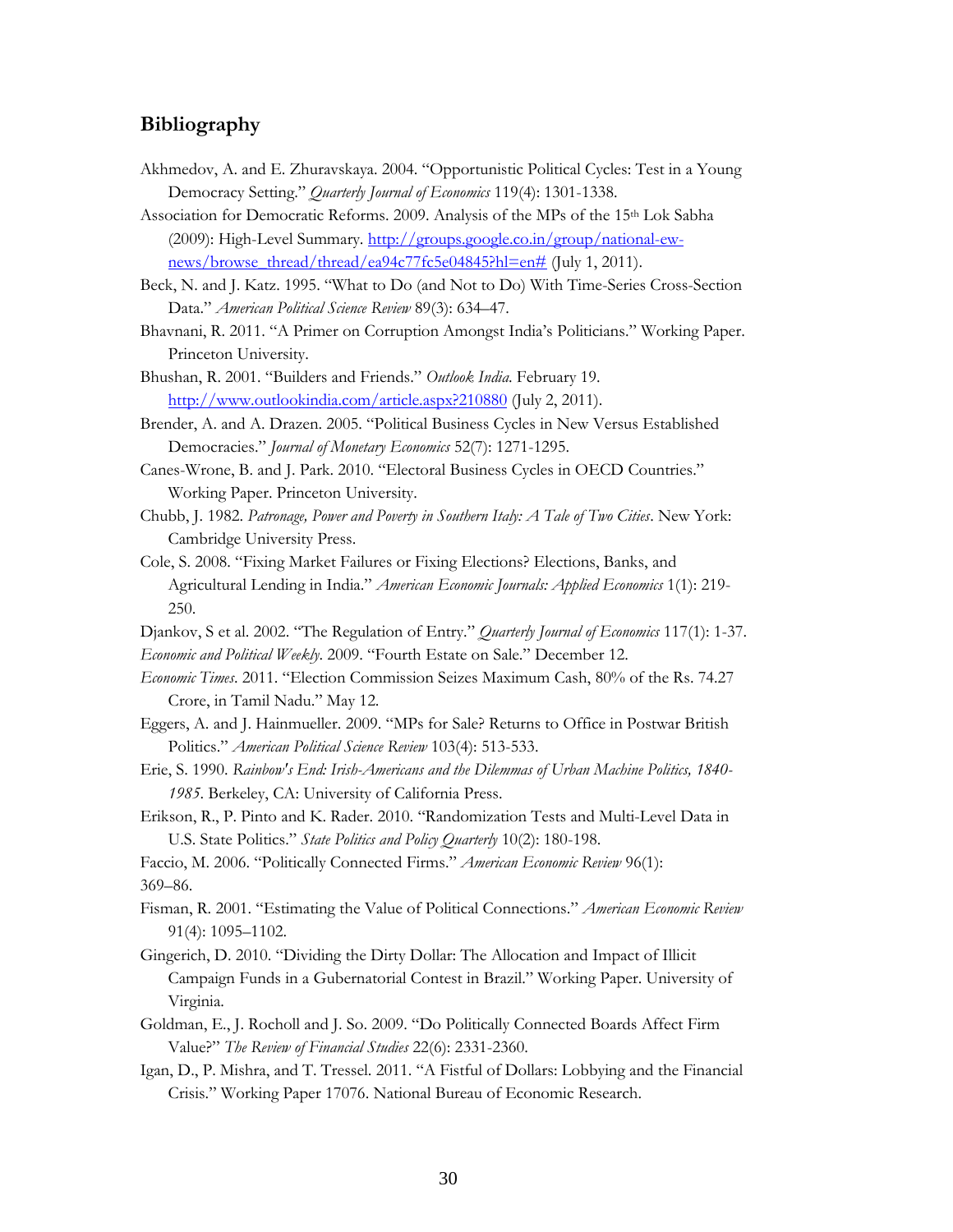## Bibliography

Akhmedov, A. and E. Zhuravskaya. 2004. "Opportunistic Political Cycles: Test in a Young Democracy Setting." *Quarterly Journal of Economics* 119(4): 1301-1338.

Association for Democratic Reforms. 2009. Analysis of the MPs of the 15th Lok Sabha (2009): High-Level Summary. http://groups.google.co.in/group/national-ew-news/browse_thread/thread/ea94c77fc5e04845?hl=en# (July 1, 2011).

Beck, N. and J. Katz. 1995. "What to Do (and Not to Do) With Time-Series Cross-Section Data." *American Political Science Review* 89(3): 634–47.

Bhavnani, R. 2011. "A Primer on Corruption Amongst India's Politicians." Working Paper. Princeton University.

Bhushan, R. 2001. "Builders and Friends." *Outlook India*. February 19. http://www.outlookindia.com/article.aspx?210880 (July 2, 2011).

Brender, A. and A. Drazen. 2005. "Political Business Cycles in New Versus Established Democracies." *Journal of Monetary Economics* 52(7): 1271-1295.

Canes-Wrone, B. and J. Park. 2010. "Electoral Business Cycles in OECD Countries." Working Paper. Princeton University.

Chubb, J. 1982. *Patronage, Power and Poverty in Southern Italy: A Tale of Two Cities*. New York: Cambridge University Press.

Cole, S. 2008. "Fixing Market Failures or Fixing Elections? Elections, Banks, and Agricultural Lending in India." *American Economic Journals: Applied Economics* 1(1): 219-250.

Djankov, S et al. 2002. "The Regulation of Entry." *Quarterly Journal of Economics* 117(1): 1-37.

*Economic and Political Weekly*. 2009. "Fourth Estate on Sale." December 12.

*Economic Times*. 2011. "Election Commission Seizes Maximum Cash, 80% of the Rs. 74.27 Crore, in Tamil Nadu." May 12.

Eggers, A. and J. Hainmueller. 2009. "MPs for Sale? Returns to Office in Postwar British Politics." *American Political Science Review* 103(4): 513-533.

Erie, S. 1990. *Rainbow's End: Irish-Americans and the Dilemmas of Urban Machine Politics, 1840-1985*. Berkeley, CA: University of California Press.

Erikson, R., P. Pinto and K. Rader. 2010. "Randomization Tests and Multi-Level Data in U.S. State Politics." *State Politics and Policy Quarterly* 10(2): 180-198.

Faccio, M. 2006. "Politically Connected Firms." *American Economic Review* 96(1): 369–86.

Fisman, R. 2001. "Estimating the Value of Political Connections." *American Economic Review* 91(4): 1095–1102.

Gingerich, D. 2010. "Dividing the Dirty Dollar: The Allocation and Impact of Illicit Campaign Funds in a Gubernatorial Contest in Brazil." Working Paper. University of Virginia.

Goldman, E., J. Rocholl and J. So. 2009. "Do Politically Connected Boards Affect Firm Value?" *The Review of Financial Studies* 22(6): 2331-2360.

Igan, D., P. Mishra, and T. Tressel. 2011. "A Fistful of Dollars: Lobbying and the Financial Crisis." Working Paper 17076. National Bureau of Economic Research.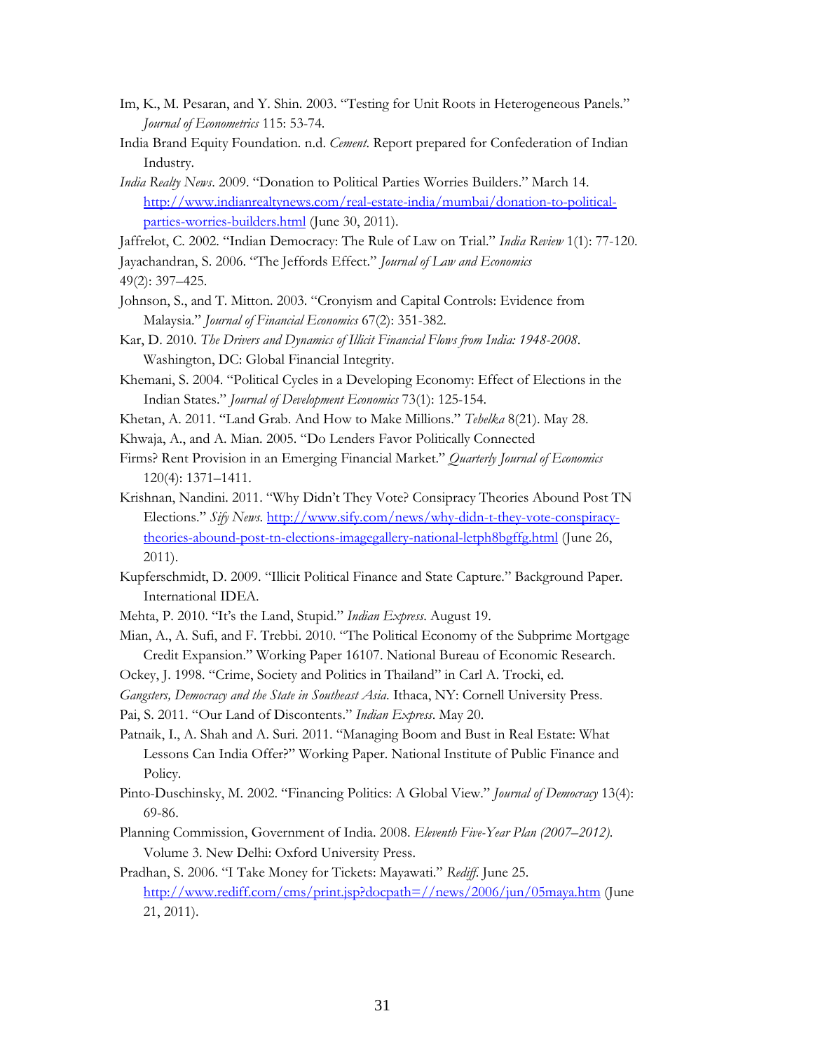Im, K., M. Pesaran, and Y. Shin. 2003. "Testing for Unit Roots in Heterogeneous Panels." *Journal of Econometrics* 115: 53-74.

India Brand Equity Foundation. n.d. *Cement*. Report prepared for Confederation of Indian Industry.

*India Realty News*. 2009. "Donation to Political Parties Worries Builders." March 14. http://www.indianrealtynews.com/real-estate-india/mumbai/donation-to-political-parties-worries-builders.html (June 30, 2011).

Jaffrelot, C. 2002. "Indian Democracy: The Rule of Law on Trial." *India Review* 1(1): 77-120.

Jayachandran, S. 2006. "The Jeffords Effect." *Journal of Law and Economics* 49(2): 397–425.

Johnson, S., and T. Mitton. 2003. "Cronyism and Capital Controls: Evidence from Malaysia." *Journal of Financial Economics* 67(2): 351-382.

Kar, D. 2010. *The Drivers and Dynamics of Illicit Financial Flows from India: 1948-2008*. Washington, DC: Global Financial Integrity.

Khemani, S. 2004. "Political Cycles in a Developing Economy: Effect of Elections in the Indian States." *Journal of Development Economics* 73(1): 125-154.

Khetan, A. 2011. "Land Grab. And How to Make Millions." *Tehelka* 8(21). May 28.

Khwaja, A., and A. Mian. 2005. "Do Lenders Favor Politically Connected Firms? Rent Provision in an Emerging Financial Market." *Quarterly Journal of Economics* 120(4): 1371–1411.

Krishnan, Nandini. 2011. "Why Didn't They Vote? Consipracy Theories Abound Post TN Elections." *Sify News*. http://www.sify.com/news/why-didn-t-they-vote-conspiracy-theories-abound-post-tn-elections-imagegallery-national-letph8bgffg.html (June 26, 2011).

Kupferschmidt, D. 2009. "Illicit Political Finance and State Capture." Background Paper. International IDEA.

Mehta, P. 2010. "It's the Land, Stupid." *Indian Express*. August 19.

Mian, A., A. Sufi, and F. Trebbi. 2010. "The Political Economy of the Subprime Mortgage Credit Expansion." Working Paper 16107. National Bureau of Economic Research.

Ockey, J. 1998. "Crime, Society and Politics in Thailand" in Carl A. Trocki, ed. *Gangsters, Democracy and the State in Southeast Asia*. Ithaca, NY: Cornell University Press.

Pai, S. 2011. "Our Land of Discontents." *Indian Express*. May 20.

Patnaik, I., A. Shah and A. Suri. 2011. "Managing Boom and Bust in Real Estate: What Lessons Can India Offer?" Working Paper. National Institute of Public Finance and Policy.

Pinto-Duschinsky, M. 2002. "Financing Politics: A Global View." *Journal of Democracy* 13(4): 69-86.

Planning Commission, Government of India. 2008. *Eleventh Five-Year Plan (2007–2012)*. Volume 3. New Delhi: Oxford University Press.

Pradhan, S. 2006. "I Take Money for Tickets: Mayawati." *Rediff*. June 25. http://www.rediff.com/cms/print.jsp?docpath=//news/2006/jun/05maya.htm (June 21, 2011).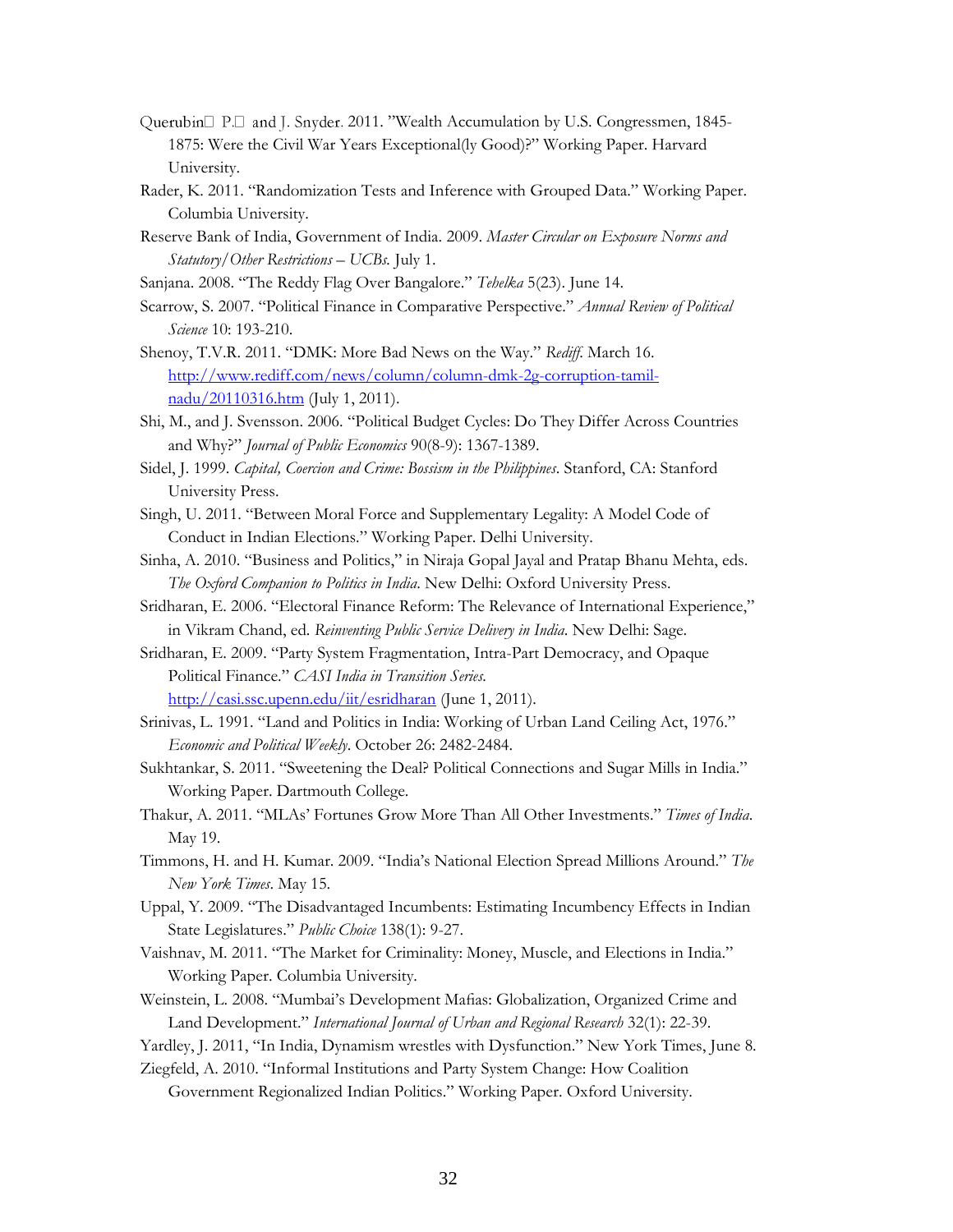Querubin P. and J. Snyder. 2011. "Wealth Accumulation by U.S. Congressmen, 1845-1875: Were the Civil War Years Exceptional(ly Good)?" Working Paper. Harvard University.

Rader, K. 2011. "Randomization Tests and Inference with Grouped Data." Working Paper. Columbia University.

Reserve Bank of India, Government of India. 2009. *Master Circular on Exposure Norms and Statutory/Other Restrictions – UCBs.* July 1.

Sanjana. 2008. "The Reddy Flag Over Bangalore." *Tehelka* 5(23). June 14.

Scarrow, S. 2007. "Political Finance in Comparative Perspective." *Annual Review of Political Science* 10: 193-210.

Shenoy, T.V.R. 2011. "DMK: More Bad News on the Way." *Rediff.* March 16. http://www.rediff.com/news/column/column-dmk-2g-corruption-tamil-nadu/20110316.htm (July 1, 2011).

Shi, M., and J. Svensson. 2006. "Political Budget Cycles: Do They Differ Across Countries and Why?" *Journal of Public Economics* 90(8-9): 1367-1389.

Sidel, J. 1999. *Capital, Coercion and Crime: Bossism in the Philippines*. Stanford, CA: Stanford University Press.

Singh, U. 2011. "Between Moral Force and Supplementary Legality: A Model Code of Conduct in Indian Elections." Working Paper. Delhi University.

Sinha, A. 2010. "Business and Politics," in Niraja Gopal Jayal and Pratap Bhanu Mehta, eds. *The Oxford Companion to Politics in India.* New Delhi: Oxford University Press.

Sridharan, E. 2006. "Electoral Finance Reform: The Relevance of International Experience," in Vikram Chand, ed. *Reinventing Public Service Delivery in India.* New Delhi: Sage.

Sridharan, E. 2009. "Party System Fragmentation, Intra-Part Democracy, and Opaque Political Finance." *CASI India in Transition Series.* http://casi.ssc.upenn.edu/iit/esridharan (June 1, 2011).

Srinivas, L. 1991. "Land and Politics in India: Working of Urban Land Ceiling Act, 1976." *Economic and Political Weekly*. October 26: 2482-2484.

Sukhtankar, S. 2011. "Sweetening the Deal? Political Connections and Sugar Mills in India." Working Paper. Dartmouth College.

Thakur, A. 2011. "MLAs' Fortunes Grow More Than All Other Investments." *Times of India*. May 19.

Timmons, H. and H. Kumar. 2009. "India's National Election Spread Millions Around." *The New York Times*. May 15.

Uppal, Y. 2009. "The Disadvantaged Incumbents: Estimating Incumbency Effects in Indian State Legislatures." *Public Choice* 138(1): 9-27.

Vaishnav, M. 2011. "The Market for Criminality: Money, Muscle, and Elections in India." Working Paper. Columbia University.

Weinstein, L. 2008. "Mumbai's Development Mafias: Globalization, Organized Crime and Land Development." *International Journal of Urban and Regional Research* 32(1): 22-39.

Yardley, J. 2011, "In India, Dynamism wrestles with Dysfunction." New York Times, June 8.

Ziegfeld, A. 2010. "Informal Institutions and Party System Change: How Coalition Government Regionalized Indian Politics." Working Paper. Oxford University.